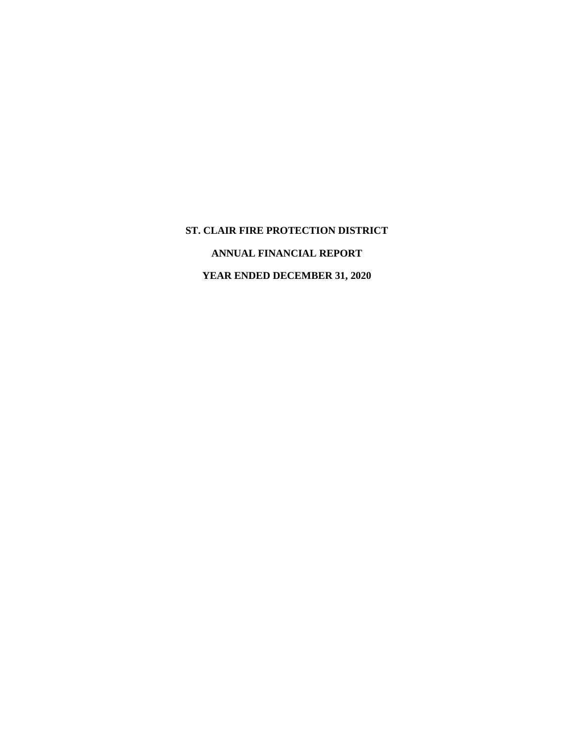# ST. CLAIR FIRE PROTECTION DISTRICT

## ANNUAL FINANCIAL REPORT

## YEAR ENDED DECEMBER 31, 2020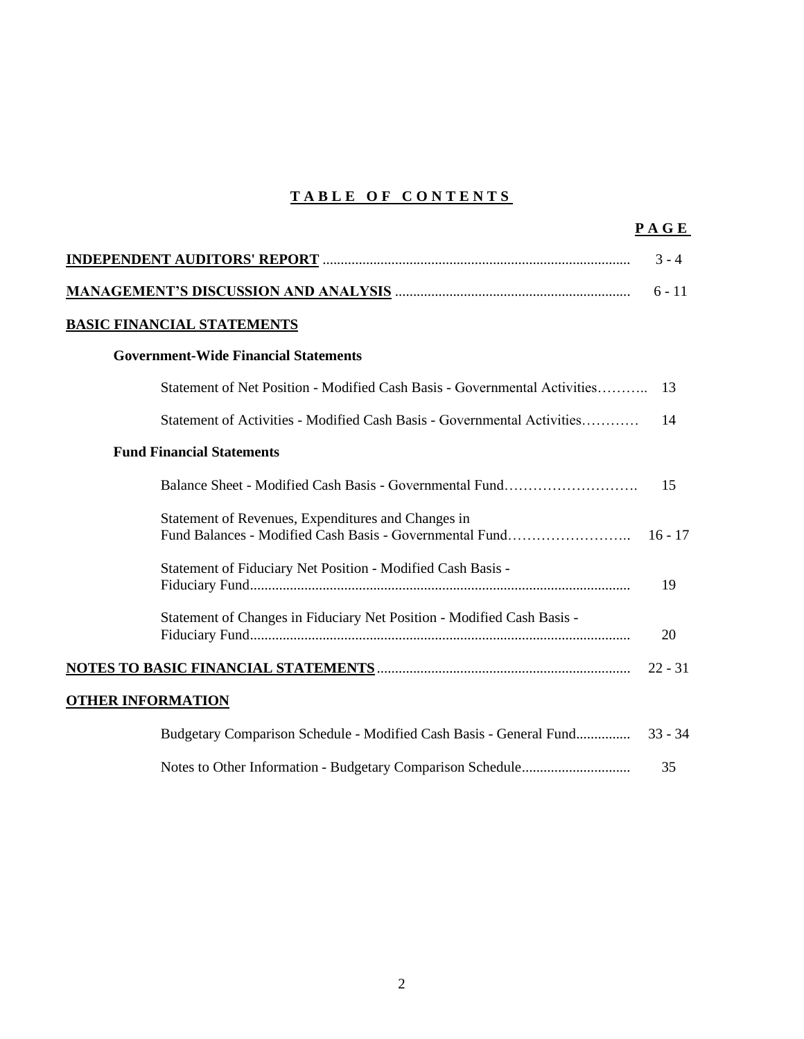# TABLE OF CONTENTS

| | PAGE |
|---|---|
| **INDEPENDENT AUDITORS' REPORT** | 3 - 4 |
| **MANAGEMENT'S DISCUSSION AND ANALYSIS** | 6 - 11 |
| **BASIC FINANCIAL STATEMENTS** | |
| **Government-Wide Financial Statements** | |
| Statement of Net Position - Modified Cash Basis - Governmental Activities | 13 |
| Statement of Activities - Modified Cash Basis - Governmental Activities | 14 |
| **Fund Financial Statements** | |
| Balance Sheet - Modified Cash Basis - Governmental Fund | 15 |
| Statement of Revenues, Expenditures and Changes in Fund Balances - Modified Cash Basis - Governmental Fund | 16 - 17 |
| Statement of Fiduciary Net Position - Modified Cash Basis - Fiduciary Fund | 19 |
| Statement of Changes in Fiduciary Net Position - Modified Cash Basis - Fiduciary Fund | 20 |
| **NOTES TO BASIC FINANCIAL STATEMENTS** | 22 - 31 |
| **OTHER INFORMATION** | |
| Budgetary Comparison Schedule - Modified Cash Basis - General Fund | 33 - 34 |
| Notes to Other Information - Budgetary Comparison Schedule | 35 |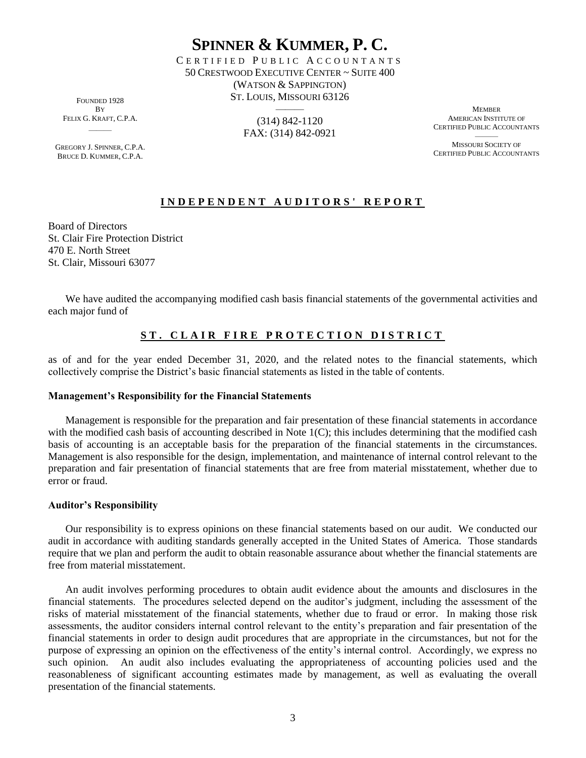# SPINNER & KUMMER, P. C.

CERTIFIED PUBLIC ACCOUNTANTS
50 CRESTWOOD EXECUTIVE CENTER ~ SUITE 400
(WATSON & SAPPINGTON)
ST. LOUIS, MISSOURI 63126

(314) 842-1120
FAX: (314) 842-0921

FOUNDED 1928
BY
FELIX G. KRAFT, C.P.A.

GREGORY J. SPINNER, C.P.A.
BRUCE D. KUMMER, C.P.A.

MEMBER
AMERICAN INSTITUTE OF
CERTIFIED PUBLIC ACCOUNTANTS

MISSOURI SOCIETY OF
CERTIFIED PUBLIC ACCOUNTANTS

## INDEPENDENT AUDITORS' REPORT

Board of Directors
St. Clair Fire Protection District
470 E. North Street
St. Clair, Missouri 63077

We have audited the accompanying modified cash basis financial statements of the governmental activities and each major fund of

**ST. CLAIR FIRE PROTECTION DISTRICT**

as of and for the year ended December 31, 2020, and the related notes to the financial statements, which collectively comprise the District's basic financial statements as listed in the table of contents.

### Management's Responsibility for the Financial Statements

Management is responsible for the preparation and fair presentation of these financial statements in accordance with the modified cash basis of accounting described in Note 1(C); this includes determining that the modified cash basis of accounting is an acceptable basis for the preparation of the financial statements in the circumstances. Management is also responsible for the design, implementation, and maintenance of internal control relevant to the preparation and fair presentation of financial statements that are free from material misstatement, whether due to error or fraud.

### Auditor's Responsibility

Our responsibility is to express opinions on these financial statements based on our audit. We conducted our audit in accordance with auditing standards generally accepted in the United States of America. Those standards require that we plan and perform the audit to obtain reasonable assurance about whether the financial statements are free from material misstatement.

An audit involves performing procedures to obtain audit evidence about the amounts and disclosures in the financial statements. The procedures selected depend on the auditor's judgment, including the assessment of the risks of material misstatement of the financial statements, whether due to fraud or error. In making those risk assessments, the auditor considers internal control relevant to the entity's preparation and fair presentation of the financial statements in order to design audit procedures that are appropriate in the circumstances, but not for the purpose of expressing an opinion on the effectiveness of the entity's internal control. Accordingly, we express no such opinion. An audit also includes evaluating the appropriateness of accounting policies used and the reasonableness of significant accounting estimates made by management, as well as evaluating the overall presentation of the financial statements.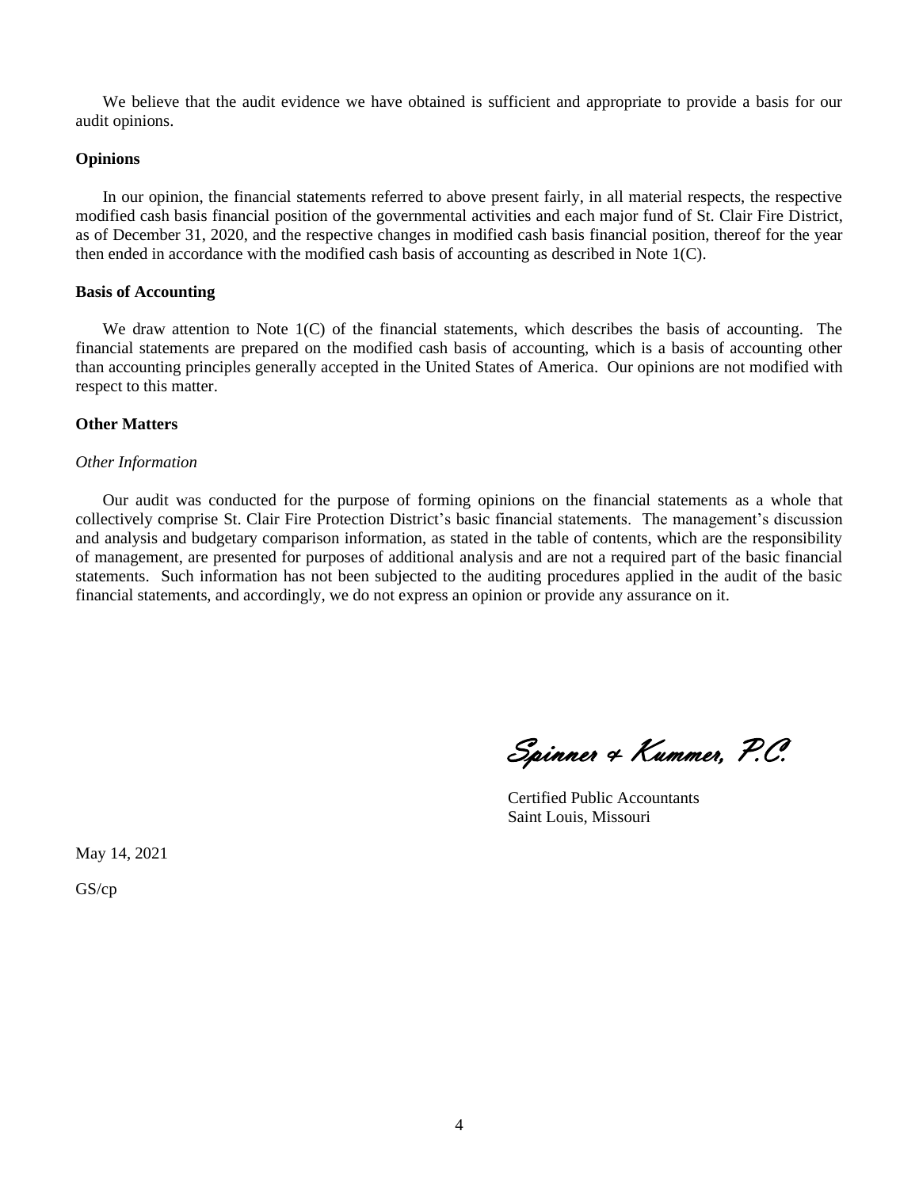We believe that the audit evidence we have obtained is sufficient and appropriate to provide a basis for our audit opinions.

**Opinions**

In our opinion, the financial statements referred to above present fairly, in all material respects, the respective modified cash basis financial position of the governmental activities and each major fund of St. Clair Fire District, as of December 31, 2020, and the respective changes in modified cash basis financial position, thereof for the year then ended in accordance with the modified cash basis of accounting as described in Note 1(C).

**Basis of Accounting**

We draw attention to Note 1(C) of the financial statements, which describes the basis of accounting. The financial statements are prepared on the modified cash basis of accounting, which is a basis of accounting other than accounting principles generally accepted in the United States of America. Our opinions are not modified with respect to this matter.

**Other Matters**

*Other Information*

Our audit was conducted for the purpose of forming opinions on the financial statements as a whole that collectively comprise St. Clair Fire Protection District's basic financial statements. The management's discussion and analysis and budgetary comparison information, as stated in the table of contents, which are the responsibility of management, are presented for purposes of additional analysis and are not a required part of the basic financial statements. Such information has not been subjected to the auditing procedures applied in the audit of the basic financial statements, and accordingly, we do not express an opinion or provide any assurance on it.

*Spinner & Kummer, P.C.*

Certified Public Accountants
Saint Louis, Missouri

May 14, 2021

GS/cp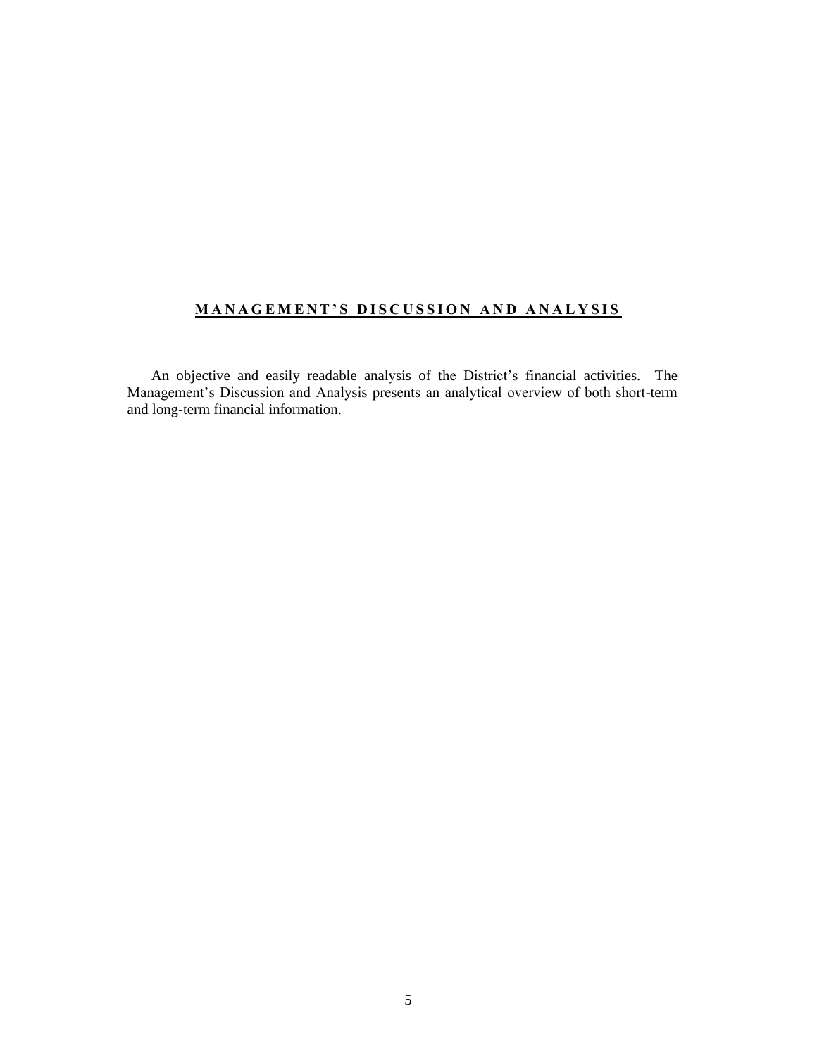## MANAGEMENT'S DISCUSSION AND ANALYSIS

An objective and easily readable analysis of the District's financial activities. The Management's Discussion and Analysis presents an analytical overview of both short-term and long-term financial information.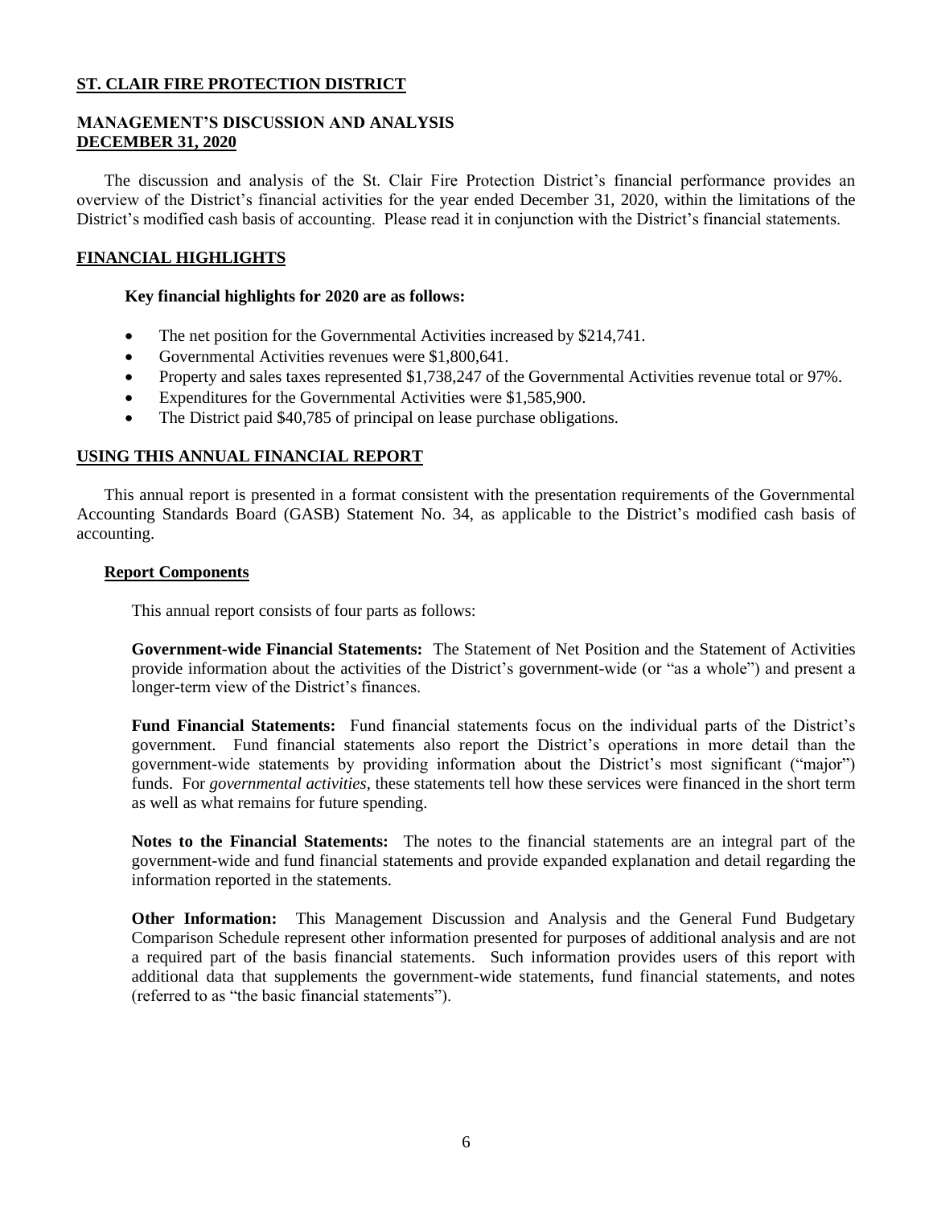**ST. CLAIR FIRE PROTECTION DISTRICT**

**MANAGEMENT'S DISCUSSION AND ANALYSIS**
**DECEMBER 31, 2020**

The discussion and analysis of the St. Clair Fire Protection District's financial performance provides an overview of the District's financial activities for the year ended December 31, 2020, within the limitations of the District's modified cash basis of accounting. Please read it in conjunction with the District's financial statements.

## FINANCIAL HIGHLIGHTS

**Key financial highlights for 2020 are as follows:**

- The net position for the Governmental Activities increased by $214,741.
- Governmental Activities revenues were $1,800,641.
- Property and sales taxes represented $1,738,247 of the Governmental Activities revenue total or 97%.
- Expenditures for the Governmental Activities were $1,585,900.
- The District paid $40,785 of principal on lease purchase obligations.

## USING THIS ANNUAL FINANCIAL REPORT

This annual report is presented in a format consistent with the presentation requirements of the Governmental Accounting Standards Board (GASB) Statement No. 34, as applicable to the District's modified cash basis of accounting.

### Report Components

This annual report consists of four parts as follows:

**Government-wide Financial Statements:** The Statement of Net Position and the Statement of Activities provide information about the activities of the District's government-wide (or "as a whole") and present a longer-term view of the District's finances.

**Fund Financial Statements:** Fund financial statements focus on the individual parts of the District's government. Fund financial statements also report the District's operations in more detail than the government-wide statements by providing information about the District's most significant ("major") funds. For *governmental activities*, these statements tell how these services were financed in the short term as well as what remains for future spending.

**Notes to the Financial Statements:** The notes to the financial statements are an integral part of the government-wide and fund financial statements and provide expanded explanation and detail regarding the information reported in the statements.

**Other Information:** This Management Discussion and Analysis and the General Fund Budgetary Comparison Schedule represent other information presented for purposes of additional analysis and are not a required part of the basis financial statements. Such information provides users of this report with additional data that supplements the government-wide statements, fund financial statements, and notes (referred to as "the basic financial statements").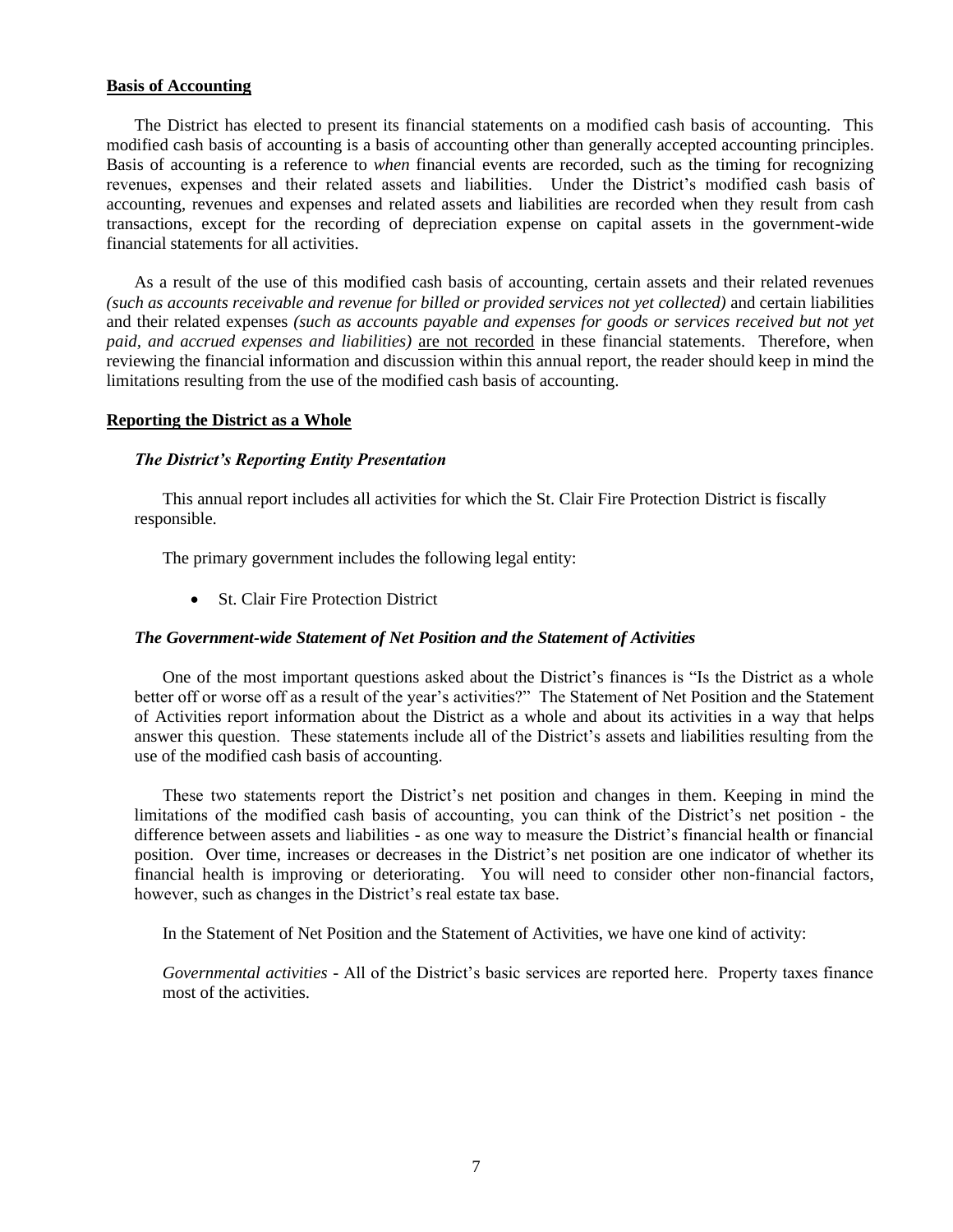## **Basis of Accounting**

The District has elected to present its financial statements on a modified cash basis of accounting. This modified cash basis of accounting is a basis of accounting other than generally accepted accounting principles. Basis of accounting is a reference to *when* financial events are recorded, such as the timing for recognizing revenues, expenses and their related assets and liabilities. Under the District's modified cash basis of accounting, revenues and expenses and related assets and liabilities are recorded when they result from cash transactions, except for the recording of depreciation expense on capital assets in the government-wide financial statements for all activities.

As a result of the use of this modified cash basis of accounting, certain assets and their related revenues *(such as accounts receivable and revenue for billed or provided services not yet collected)* and certain liabilities and their related expenses *(such as accounts payable and expenses for goods or services received but not yet paid, and accrued expenses and liabilities)* are not recorded in these financial statements. Therefore, when reviewing the financial information and discussion within this annual report, the reader should keep in mind the limitations resulting from the use of the modified cash basis of accounting.

## **Reporting the District as a Whole**

### ***The District's Reporting Entity Presentation***

This annual report includes all activities for which the St. Clair Fire Protection District is fiscally responsible.

The primary government includes the following legal entity:

- St. Clair Fire Protection District

### ***The Government-wide Statement of Net Position and the Statement of Activities***

One of the most important questions asked about the District's finances is "Is the District as a whole better off or worse off as a result of the year's activities?" The Statement of Net Position and the Statement of Activities report information about the District as a whole and about its activities in a way that helps answer this question. These statements include all of the District's assets and liabilities resulting from the use of the modified cash basis of accounting.

These two statements report the District's net position and changes in them. Keeping in mind the limitations of the modified cash basis of accounting, you can think of the District's net position - the difference between assets and liabilities - as one way to measure the District's financial health or financial position. Over time, increases or decreases in the District's net position are one indicator of whether its financial health is improving or deteriorating. You will need to consider other non-financial factors, however, such as changes in the District's real estate tax base.

In the Statement of Net Position and the Statement of Activities, we have one kind of activity:

*Governmental activities* - All of the District's basic services are reported here. Property taxes finance most of the activities.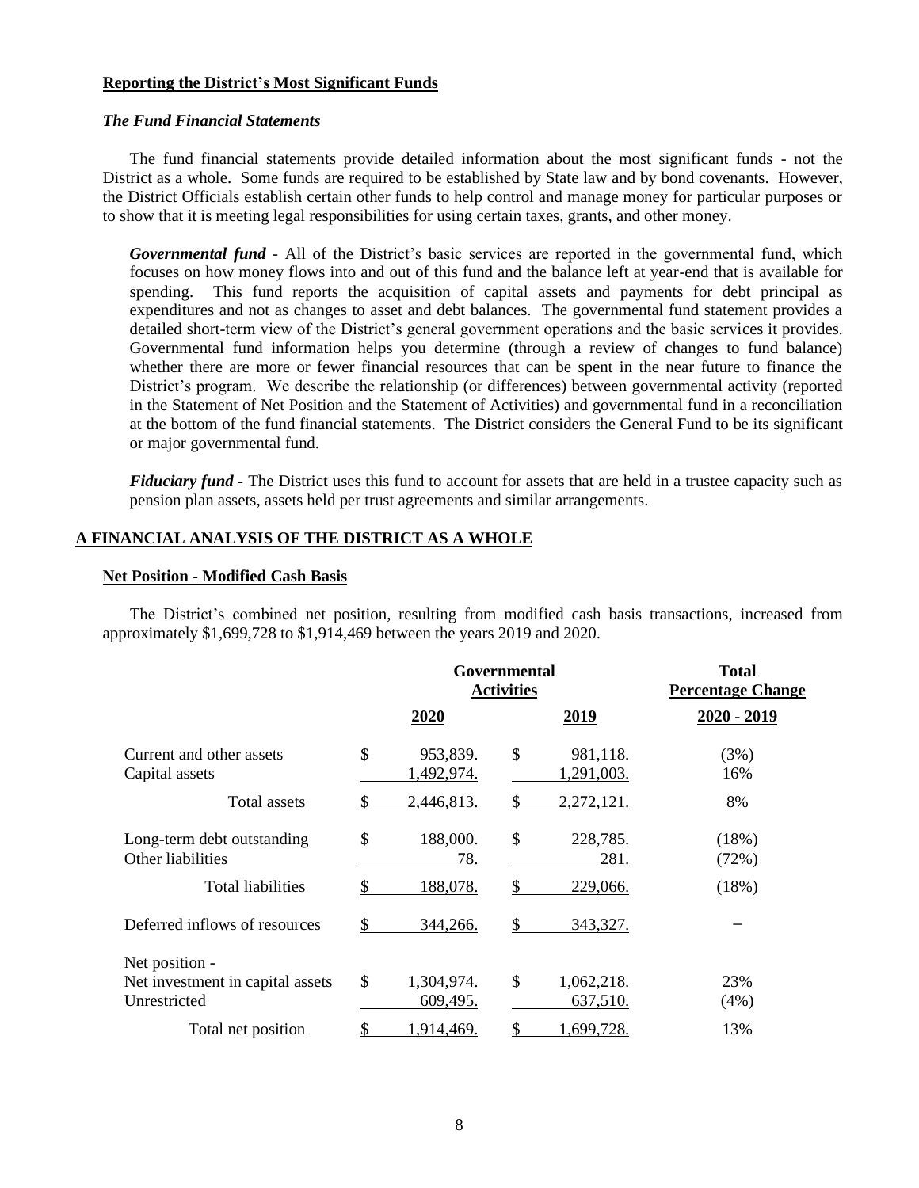**Reporting the District's Most Significant Funds**

***The Fund Financial Statements***

The fund financial statements provide detailed information about the most significant funds - not the District as a whole. Some funds are required to be established by State law and by bond covenants. However, the District Officials establish certain other funds to help control and manage money for particular purposes or to show that it is meeting legal responsibilities for using certain taxes, grants, and other money.

***Governmental fund*** - All of the District's basic services are reported in the governmental fund, which focuses on how money flows into and out of this fund and the balance left at year-end that is available for spending. This fund reports the acquisition of capital assets and payments for debt principal as expenditures and not as changes to asset and debt balances. The governmental fund statement provides a detailed short-term view of the District's general government operations and the basic services it provides. Governmental fund information helps you determine (through a review of changes to fund balance) whether there are more or fewer financial resources that can be spent in the near future to finance the District's program. We describe the relationship (or differences) between governmental activity (reported in the Statement of Net Position and the Statement of Activities) and governmental fund in a reconciliation at the bottom of the fund financial statements. The District considers the General Fund to be its significant or major governmental fund.

***Fiduciary fund*** - The District uses this fund to account for assets that are held in a trustee capacity such as pension plan assets, assets held per trust agreements and similar arrangements.

## A FINANCIAL ANALYSIS OF THE DISTRICT AS A WHOLE

**Net Position - Modified Cash Basis**

The District's combined net position, resulting from modified cash basis transactions, increased from approximately $1,699,728 to $1,914,469 between the years 2019 and 2020.

| | Governmental Activities | | Total Percentage Change |
|---|---|---|---|
| | **2020** | **2019** | **2020 - 2019** |
| Current and other assets | $ 953,839. | $ 981,118. | (3%) |
| Capital assets | 1,492,974. | 1,291,003. | 16% |
| Total assets | $ 2,446,813. | $ 2,272,121. | 8% |
| Long-term debt outstanding | $ 188,000. | $ 228,785. | (18%) |
| Other liabilities | 78. | 281. | (72%) |
| Total liabilities | $ 188,078. | $ 229,066. | (18%) |
| Deferred inflows of resources | $ 344,266. | $ 343,327. | – |
| Net position - | | | |
| Net investment in capital assets | $ 1,304,974. | $ 1,062,218. | 23% |
| Unrestricted | 609,495. | 637,510. | (4%) |
| Total net position | $ 1,914,469. | $ 1,699,728. | 13% |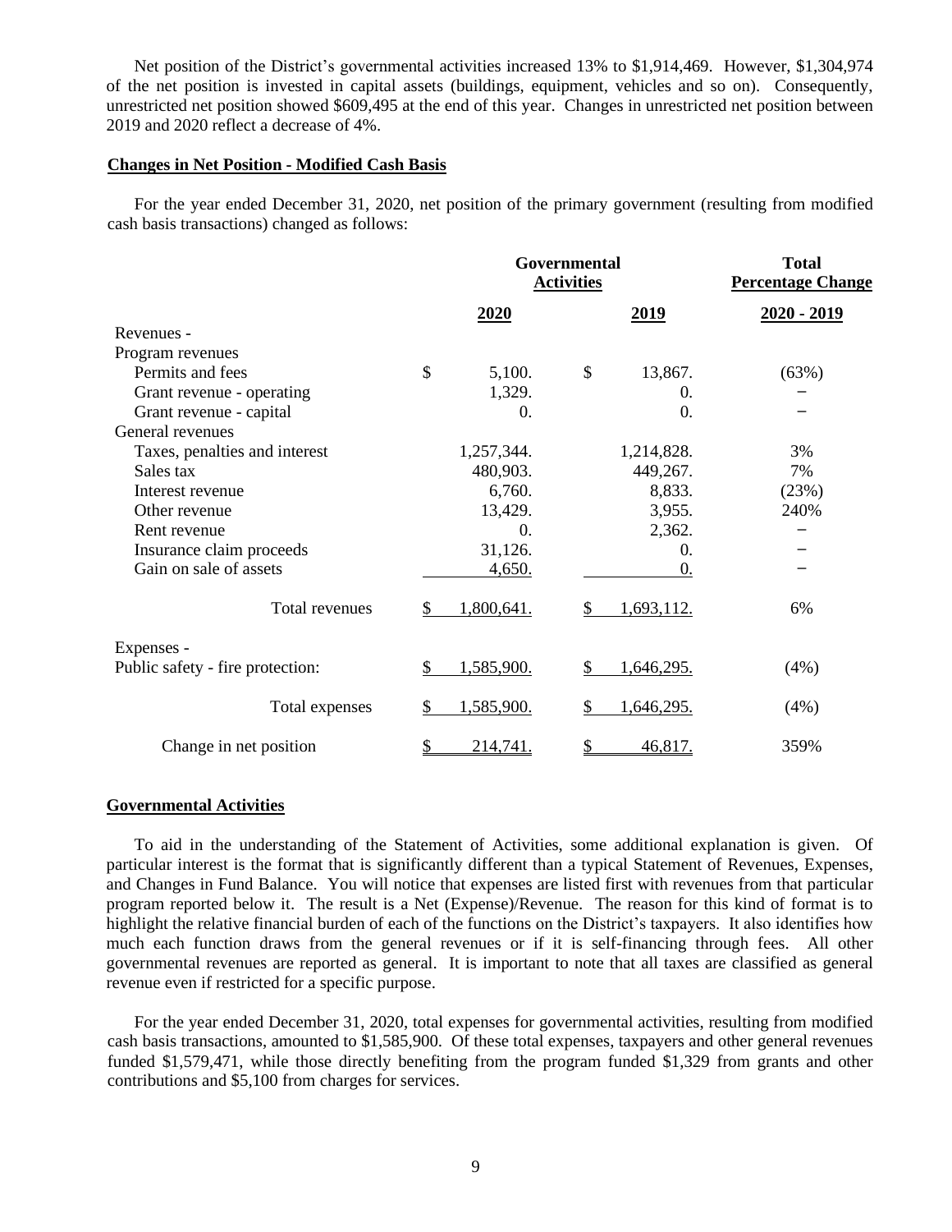Net position of the District's governmental activities increased 13% to $1,914,469. However, $1,304,974 of the net position is invested in capital assets (buildings, equipment, vehicles and so on). Consequently, unrestricted net position showed $609,495 at the end of this year. Changes in unrestricted net position between 2019 and 2020 reflect a decrease of 4%.

**Changes in Net Position - Modified Cash Basis**

For the year ended December 31, 2020, net position of the primary government (resulting from modified cash basis transactions) changed as follows:

| | Governmental Activities | | Total Percentage Change |
|---|---|---|---|
| | **2020** | **2019** | **2020 - 2019** |
| Revenues - | | | |
| Program revenues | | | |
| Permits and fees | $ 5,100. | $ 13,867. | (63%) |
| Grant revenue - operating | 1,329. | 0. | – |
| Grant revenue - capital | 0. | 0. | – |
| General revenues | | | |
| Taxes, penalties and interest | 1,257,344. | 1,214,828. | 3% |
| Sales tax | 480,903. | 449,267. | 7% |
| Interest revenue | 6,760. | 8,833. | (23%) |
| Other revenue | 13,429. | 3,955. | 240% |
| Rent revenue | 0. | 2,362. | – |
| Insurance claim proceeds | 31,126. | 0. | – |
| Gain on sale of assets | 4,650. | 0. | – |
| Total revenues | $ 1,800,641. | $ 1,693,112. | 6% |
| Expenses - | | | |
| Public safety - fire protection: | $ 1,585,900. | $ 1,646,295. | (4%) |
| Total expenses | $ 1,585,900. | $ 1,646,295. | (4%) |
| Change in net position | $ 214,741. | $ 46,817. | 359% |

**Governmental Activities**

To aid in the understanding of the Statement of Activities, some additional explanation is given. Of particular interest is the format that is significantly different than a typical Statement of Revenues, Expenses, and Changes in Fund Balance. You will notice that expenses are listed first with revenues from that particular program reported below it. The result is a Net (Expense)/Revenue. The reason for this kind of format is to highlight the relative financial burden of each of the functions on the District's taxpayers. It also identifies how much each function draws from the general revenues or if it is self-financing through fees. All other governmental revenues are reported as general. It is important to note that all taxes are classified as general revenue even if restricted for a specific purpose.

For the year ended December 31, 2020, total expenses for governmental activities, resulting from modified cash basis transactions, amounted to $1,585,900. Of these total expenses, taxpayers and other general revenues funded $1,579,471, while those directly benefiting from the program funded $1,329 from grants and other contributions and $5,100 from charges for services.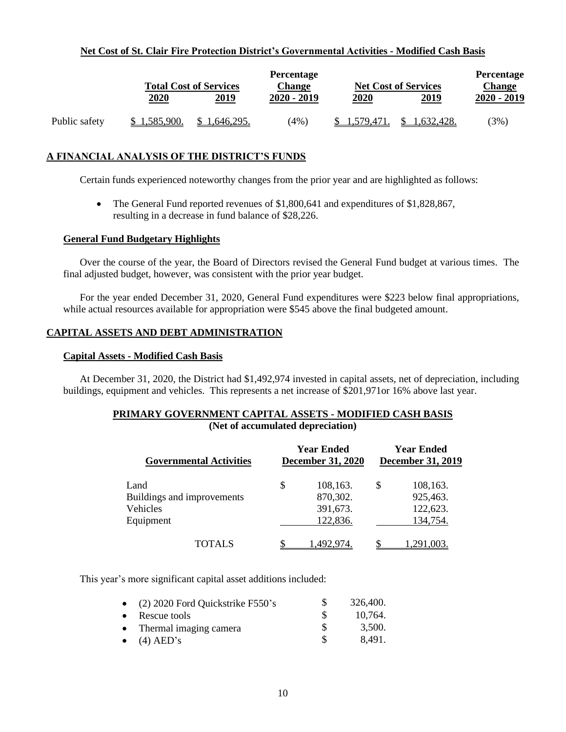**Net Cost of St. Clair Fire Protection District's Governmental Activities - Modified Cash Basis**

| | Total Cost of Services | | Percentage Change | Net Cost of Services | | Percentage Change |
|---|---|---|---|---|---|---|
| | 2020 | 2019 | 2020 - 2019 | 2020 | 2019 | 2020 - 2019 |
| Public safety | $ 1,585,900. | $ 1,646,295. | (4%) | $ 1,579,471. | $ 1,632,428. | (3%) |

## A FINANCIAL ANALYSIS OF THE DISTRICT'S FUNDS

Certain funds experienced noteworthy changes from the prior year and are highlighted as follows:

- The General Fund reported revenues of $1,800,641 and expenditures of $1,828,867, resulting in a decrease in fund balance of $28,226.

### General Fund Budgetary Highlights

Over the course of the year, the Board of Directors revised the General Fund budget at various times. The final adjusted budget, however, was consistent with the prior year budget.

For the year ended December 31, 2020, General Fund expenditures were $223 below final appropriations, while actual resources available for appropriation were $545 above the final budgeted amount.

## CAPITAL ASSETS AND DEBT ADMINISTRATION

### Capital Assets - Modified Cash Basis

At December 31, 2020, the District had $1,492,974 invested in capital assets, net of depreciation, including buildings, equipment and vehicles. This represents a net increase of $201,971or 16% above last year.

**PRIMARY GOVERNMENT CAPITAL ASSETS - MODIFIED CASH BASIS**
**(Net of accumulated depreciation)**

| Governmental Activities | Year Ended December 31, 2020 | Year Ended December 31, 2019 |
|---|---|---|
| Land | $ 108,163. | $ 108,163. |
| Buildings and improvements | 870,302. | 925,463. |
| Vehicles | 391,673. | 122,623. |
| Equipment | 122,836. | 134,754. |
| TOTALS | $ 1,492,974. | $ 1,291,003. |

This year's more significant capital asset additions included:

- (2) 2020 Ford Quickstrike F550's $ 326,400.
- Rescue tools $ 10,764.
- Thermal imaging camera $ 3,500.
- (4) AED's $ 8,491.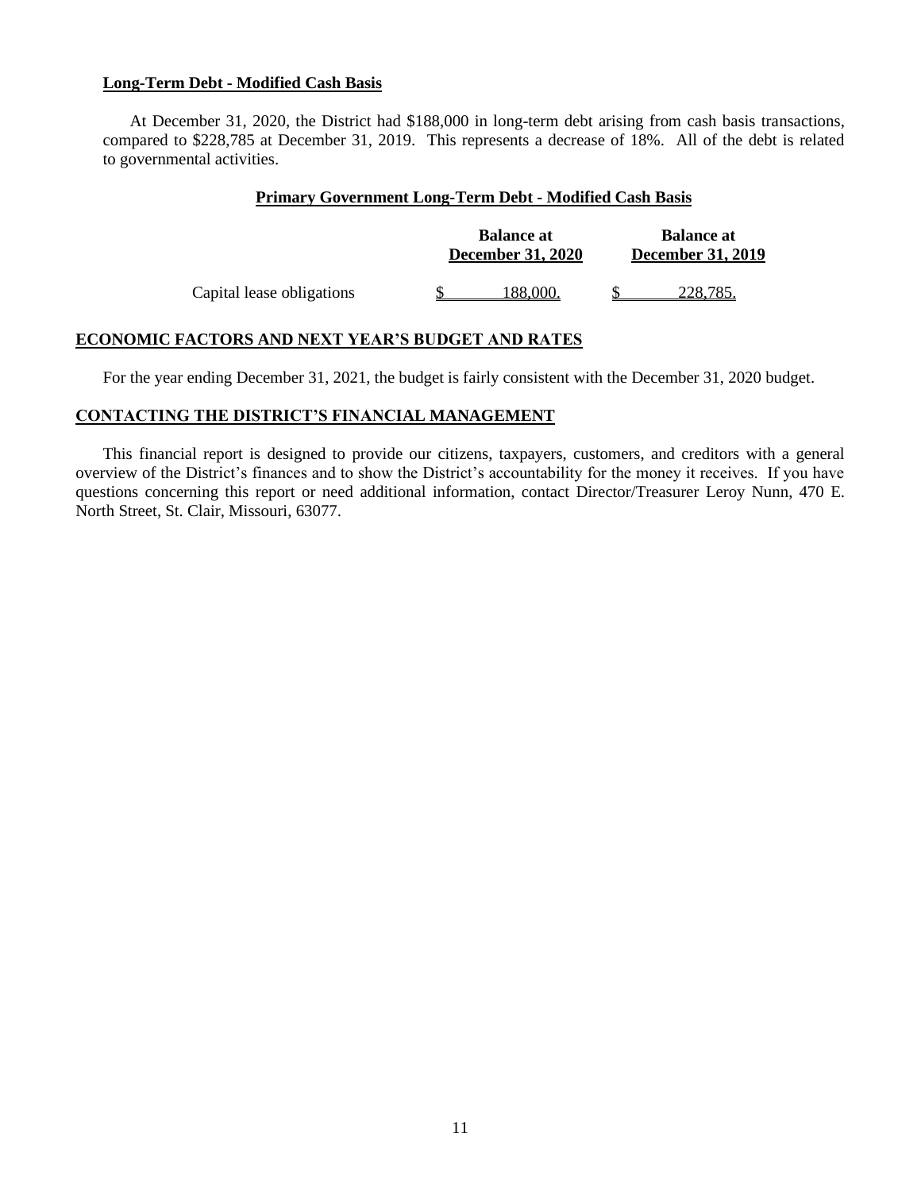**Long-Term Debt - Modified Cash Basis**

At December 31, 2020, the District had $188,000 in long-term debt arising from cash basis transactions, compared to $228,785 at December 31, 2019. This represents a decrease of 18%. All of the debt is related to governmental activities.

**Primary Government Long-Term Debt - Modified Cash Basis**

| | Balance at December 31, 2020 | Balance at December 31, 2019 |
|---|---|---|
| Capital lease obligations | $ 188,000. | $ 228,785. |

## ECONOMIC FACTORS AND NEXT YEAR'S BUDGET AND RATES

For the year ending December 31, 2021, the budget is fairly consistent with the December 31, 2020 budget.

## CONTACTING THE DISTRICT'S FINANCIAL MANAGEMENT

This financial report is designed to provide our citizens, taxpayers, customers, and creditors with a general overview of the District's finances and to show the District's accountability for the money it receives. If you have questions concerning this report or need additional information, contact Director/Treasurer Leroy Nunn, 470 E. North Street, St. Clair, Missouri, 63077.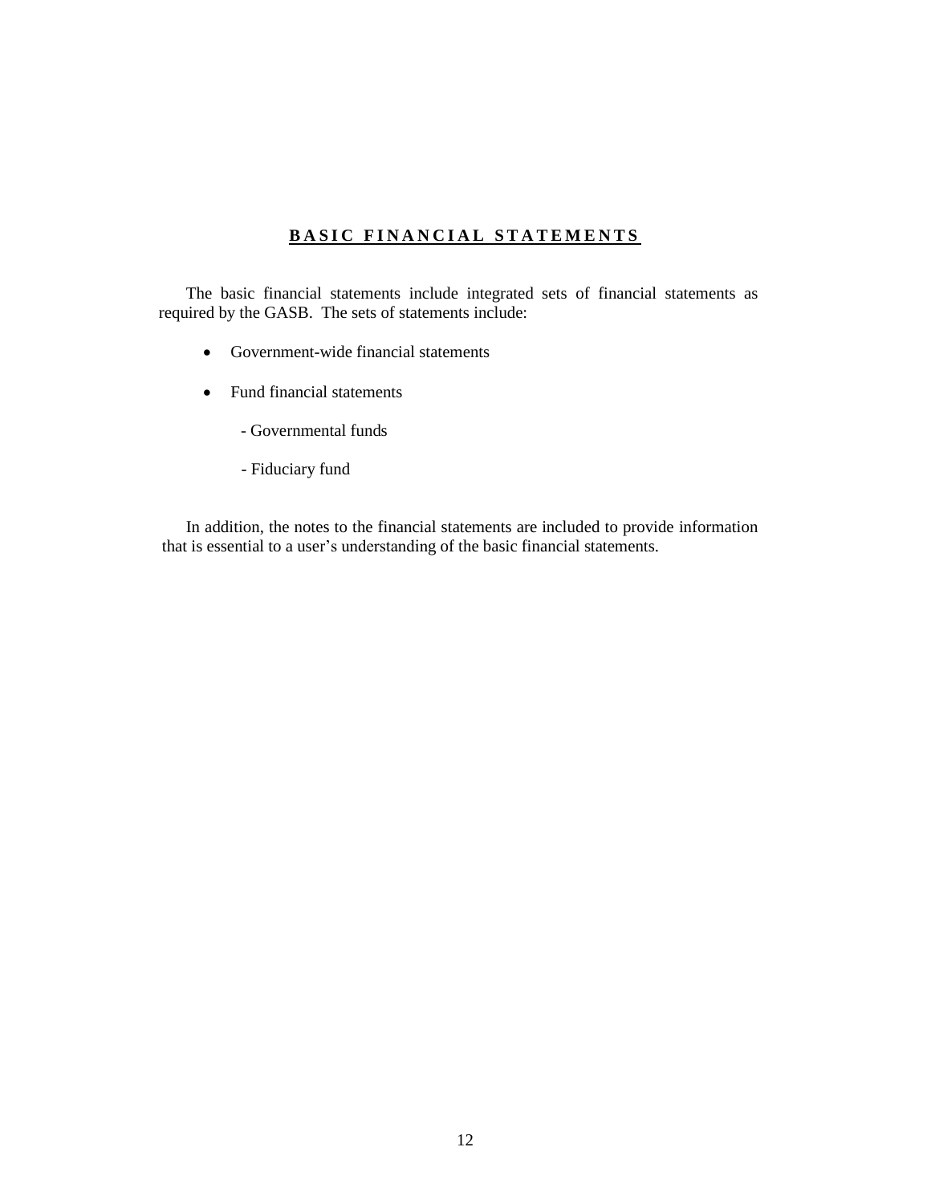## BASIC FINANCIAL STATEMENTS

The basic financial statements include integrated sets of financial statements as required by the GASB. The sets of statements include:

- Government-wide financial statements
- Fund financial statements

  - Governmental funds

  - Fiduciary fund

In addition, the notes to the financial statements are included to provide information that is essential to a user's understanding of the basic financial statements.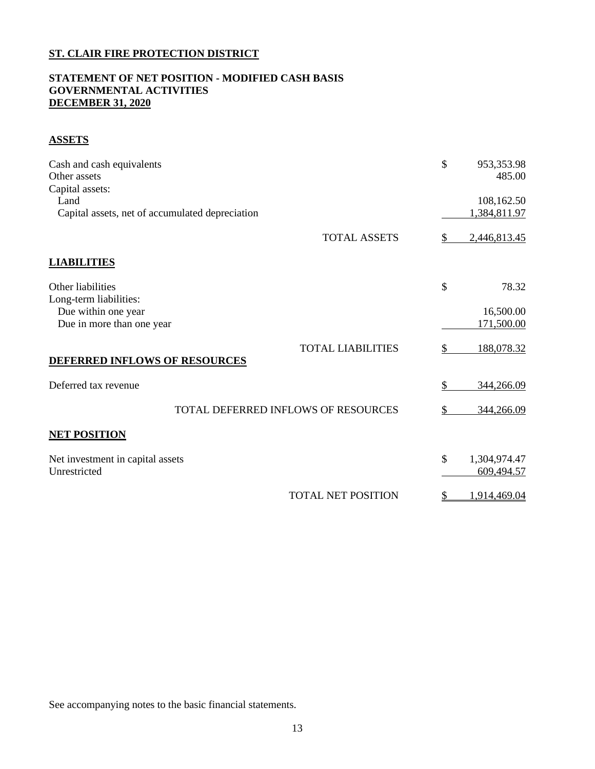**ST. CLAIR FIRE PROTECTION DISTRICT**

**STATEMENT OF NET POSITION - MODIFIED CASH BASIS**
**GOVERNMENTAL ACTIVITIES**
**DECEMBER 31, 2020**

| | |
|---|---|
| **ASSETS** | |
| Cash and cash equivalents | $ 953,353.98 |
| Other assets | 485.00 |
| Capital assets: | |
| Land | 108,162.50 |
| Capital assets, net of accumulated depreciation | 1,384,811.97 |
| TOTAL ASSETS | $ 2,446,813.45 |
| **LIABILITIES** | |
| Other liabilities | $ 78.32 |
| Long-term liabilities: | |
| Due within one year | 16,500.00 |
| Due in more than one year | 171,500.00 |
| TOTAL LIABILITIES | $ 188,078.32 |
| **DEFERRED INFLOWS OF RESOURCES** | |
| Deferred tax revenue | $ 344,266.09 |
| TOTAL DEFERRED INFLOWS OF RESOURCES | $ 344,266.09 |
| **NET POSITION** | |
| Net investment in capital assets | $ 1,304,974.47 |
| Unrestricted | 609,494.57 |
| TOTAL NET POSITION | $ 1,914,469.04 |

See accompanying notes to the basic financial statements.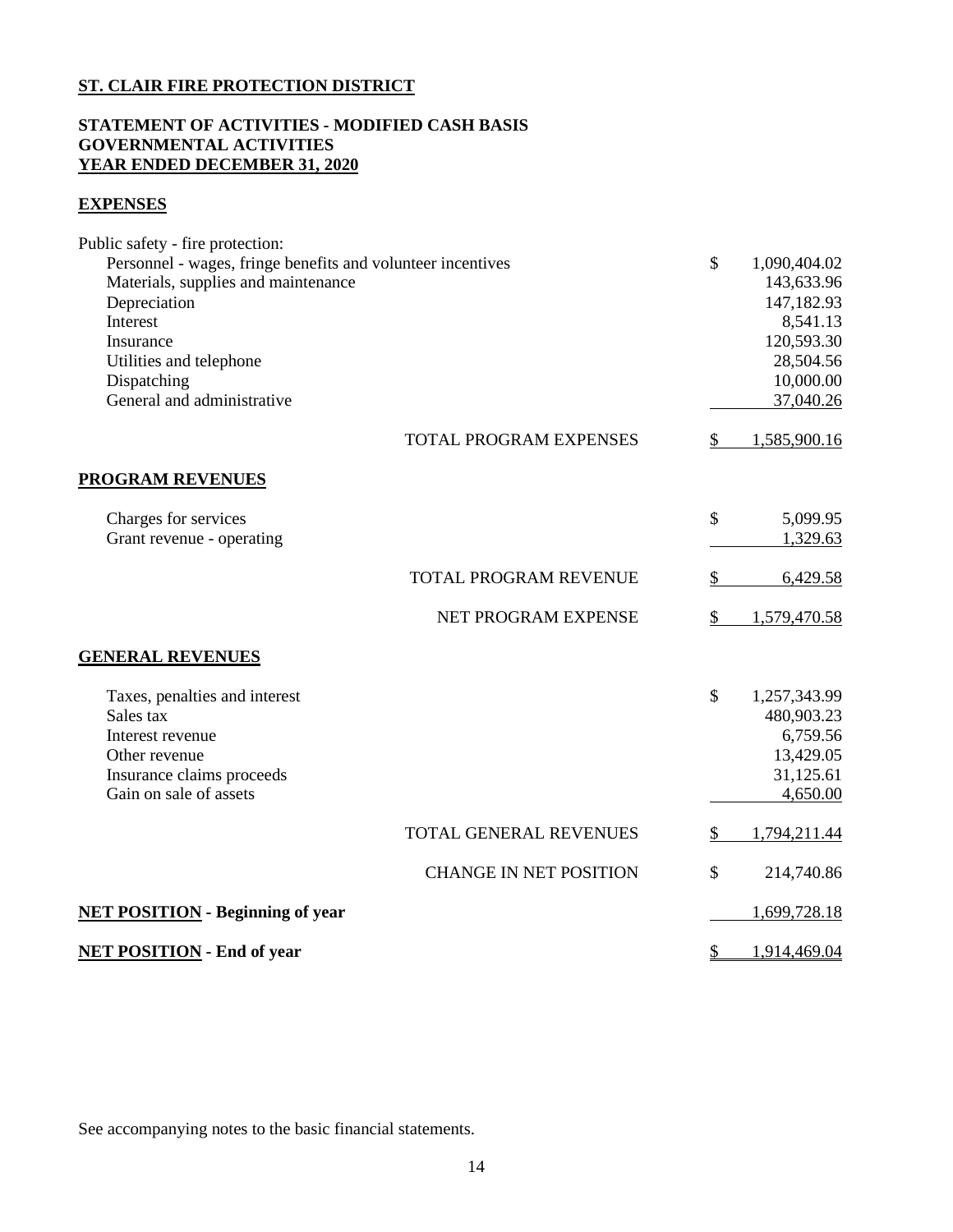**ST. CLAIR FIRE PROTECTION DISTRICT**

**STATEMENT OF ACTIVITIES - MODIFIED CASH BASIS**
**GOVERNMENTAL ACTIVITIES**
**YEAR ENDED DECEMBER 31, 2020**

**EXPENSES**

| | |
|---|---|
| Public safety - fire protection: | |
| Personnel - wages, fringe benefits and volunteer incentives | $ 1,090,404.02 |
| Materials, supplies and maintenance | 143,633.96 |
| Depreciation | 147,182.93 |
| Interest | 8,541.13 |
| Insurance | 120,593.30 |
| Utilities and telephone | 28,504.56 |
| Dispatching | 10,000.00 |
| General and administrative | 37,040.26 |
| TOTAL PROGRAM EXPENSES | $ 1,585,900.16 |

**PROGRAM REVENUES**

| | |
|---|---|
| Charges for services | $ 5,099.95 |
| Grant revenue - operating | 1,329.63 |
| TOTAL PROGRAM REVENUE | $ 6,429.58 |
| NET PROGRAM EXPENSE | $ 1,579,470.58 |

**GENERAL REVENUES**

| | |
|---|---|
| Taxes, penalties and interest | $ 1,257,343.99 |
| Sales tax | 480,903.23 |
| Interest revenue | 6,759.56 |
| Other revenue | 13,429.05 |
| Insurance claims proceeds | 31,125.61 |
| Gain on sale of assets | 4,650.00 |
| TOTAL GENERAL REVENUES | $ 1,794,211.44 |
| CHANGE IN NET POSITION | $ 214,740.86 |
| **NET POSITION - Beginning of year** | 1,699,728.18 |
| **NET POSITION - End of year** | $ 1,914,469.04 |

See accompanying notes to the basic financial statements.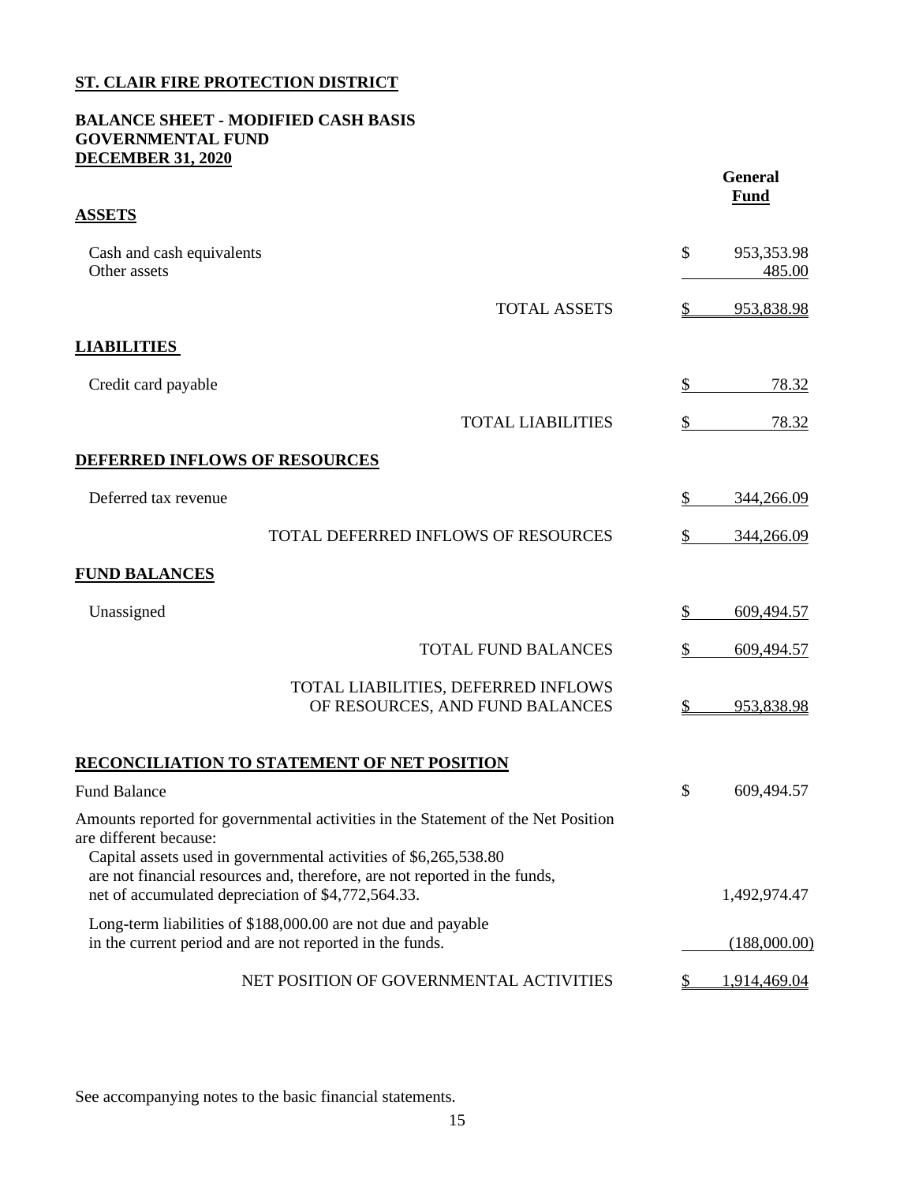**ST. CLAIR FIRE PROTECTION DISTRICT**

**BALANCE SHEET - MODIFIED CASH BASIS**
**GOVERNMENTAL FUND**
**DECEMBER 31, 2020**

| | General Fund |
|---|---|
| **ASSETS** | |
| Cash and cash equivalents | $ 953,353.98 |
| Other assets | 485.00 |
| TOTAL ASSETS | $ 953,838.98 |
| **LIABILITIES** | |
| Credit card payable | $ 78.32 |
| TOTAL LIABILITIES | $ 78.32 |
| **DEFERRED INFLOWS OF RESOURCES** | |
| Deferred tax revenue | $ 344,266.09 |
| TOTAL DEFERRED INFLOWS OF RESOURCES | $ 344,266.09 |
| **FUND BALANCES** | |
| Unassigned | $ 609,494.57 |
| TOTAL FUND BALANCES | $ 609,494.57 |
| TOTAL LIABILITIES, DEFERRED INFLOWS OF RESOURCES, AND FUND BALANCES | $ 953,838.98 |

**RECONCILIATION TO STATEMENT OF NET POSITION**

| | |
|---|---|
| Fund Balance | $ 609,494.57 |
| Amounts reported for governmental activities in the Statement of the Net Position are different because: | |
| Capital assets used in governmental activities of $6,265,538.80 are not financial resources and, therefore, are not reported in the funds, net of accumulated depreciation of $4,772,564.33. | 1,492,974.47 |
| Long-term liabilities of $188,000.00 are not due and payable in the current period and are not reported in the funds. | (188,000.00) |
| NET POSITION OF GOVERNMENTAL ACTIVITIES | $ 1,914,469.04 |

See accompanying notes to the basic financial statements.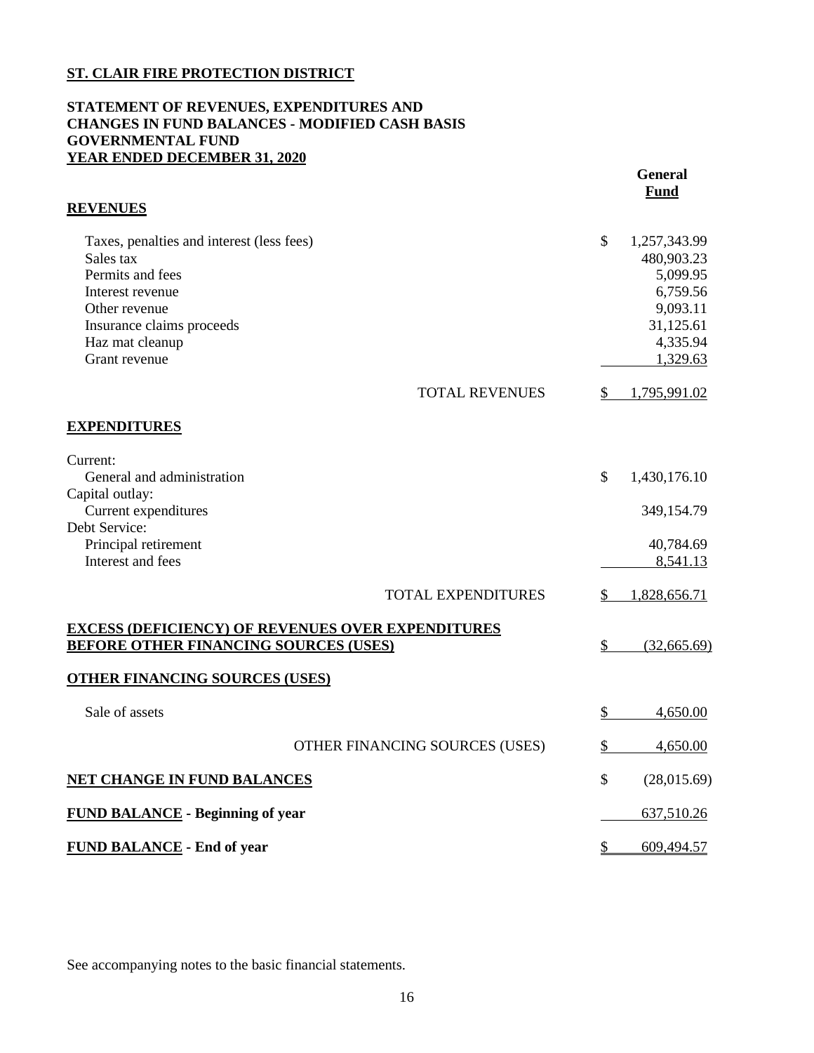**ST. CLAIR FIRE PROTECTION DISTRICT**

**STATEMENT OF REVENUES, EXPENDITURES AND CHANGES IN FUND BALANCES - MODIFIED CASH BASIS GOVERNMENTAL FUND YEAR ENDED DECEMBER 31, 2020**

| | General Fund |
|---|---|
| **REVENUES** | |
| Taxes, penalties and interest (less fees) | $ 1,257,343.99 |
| Sales tax | 480,903.23 |
| Permits and fees | 5,099.95 |
| Interest revenue | 6,759.56 |
| Other revenue | 9,093.11 |
| Insurance claims proceeds | 31,125.61 |
| Haz mat cleanup | 4,335.94 |
| Grant revenue | 1,329.63 |
| TOTAL REVENUES | $ 1,795,991.02 |
| **EXPENDITURES** | |
| Current: | |
| General and administration | $ 1,430,176.10 |
| Capital outlay: | |
| Current expenditures | 349,154.79 |
| Debt Service: | |
| Principal retirement | 40,784.69 |
| Interest and fees | 8,541.13 |
| TOTAL EXPENDITURES | $ 1,828,656.71 |
| **EXCESS (DEFICIENCY) OF REVENUES OVER EXPENDITURES BEFORE OTHER FINANCING SOURCES (USES)** | $ (32,665.69) |
| **OTHER FINANCING SOURCES (USES)** | |
| Sale of assets | $ 4,650.00 |
| OTHER FINANCING SOURCES (USES) | $ 4,650.00 |
| **NET CHANGE IN FUND BALANCES** | $ (28,015.69) |
| **FUND BALANCE - Beginning of year** | 637,510.26 |
| **FUND BALANCE - End of year** | $ 609,494.57 |

See accompanying notes to the basic financial statements.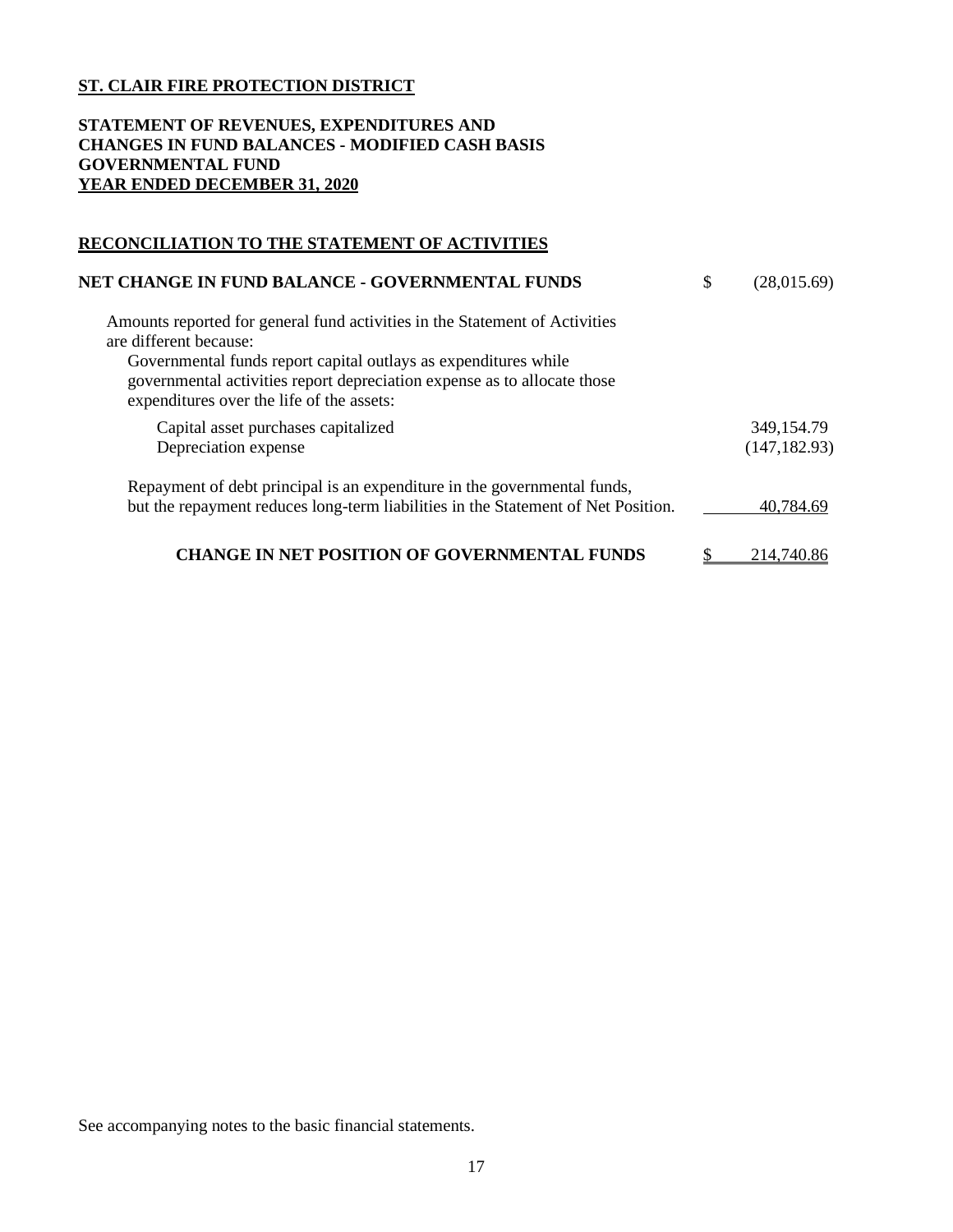**ST. CLAIR FIRE PROTECTION DISTRICT**

**STATEMENT OF REVENUES, EXPENDITURES AND CHANGES IN FUND BALANCES - MODIFIED CASH BASIS GOVERNMENTAL FUND YEAR ENDED DECEMBER 31, 2020**

**RECONCILIATION TO THE STATEMENT OF ACTIVITIES**

| | |
|---|---|
| **NET CHANGE IN FUND BALANCE - GOVERNMENTAL FUNDS** | $ (28,015.69) |
| Amounts reported for general fund activities in the Statement of Activities are different because: | |
| Governmental funds report capital outlays as expenditures while governmental activities report depreciation expense as to allocate those expenditures over the life of the assets: | |
| Capital asset purchases capitalized | 349,154.79 |
| Depreciation expense | (147,182.93) |
| Repayment of debt principal is an expenditure in the governmental funds, but the repayment reduces long-term liabilities in the Statement of Net Position. | 40,784.69 |
| **CHANGE IN NET POSITION OF GOVERNMENTAL FUNDS** | $ 214,740.86 |

See accompanying notes to the basic financial statements.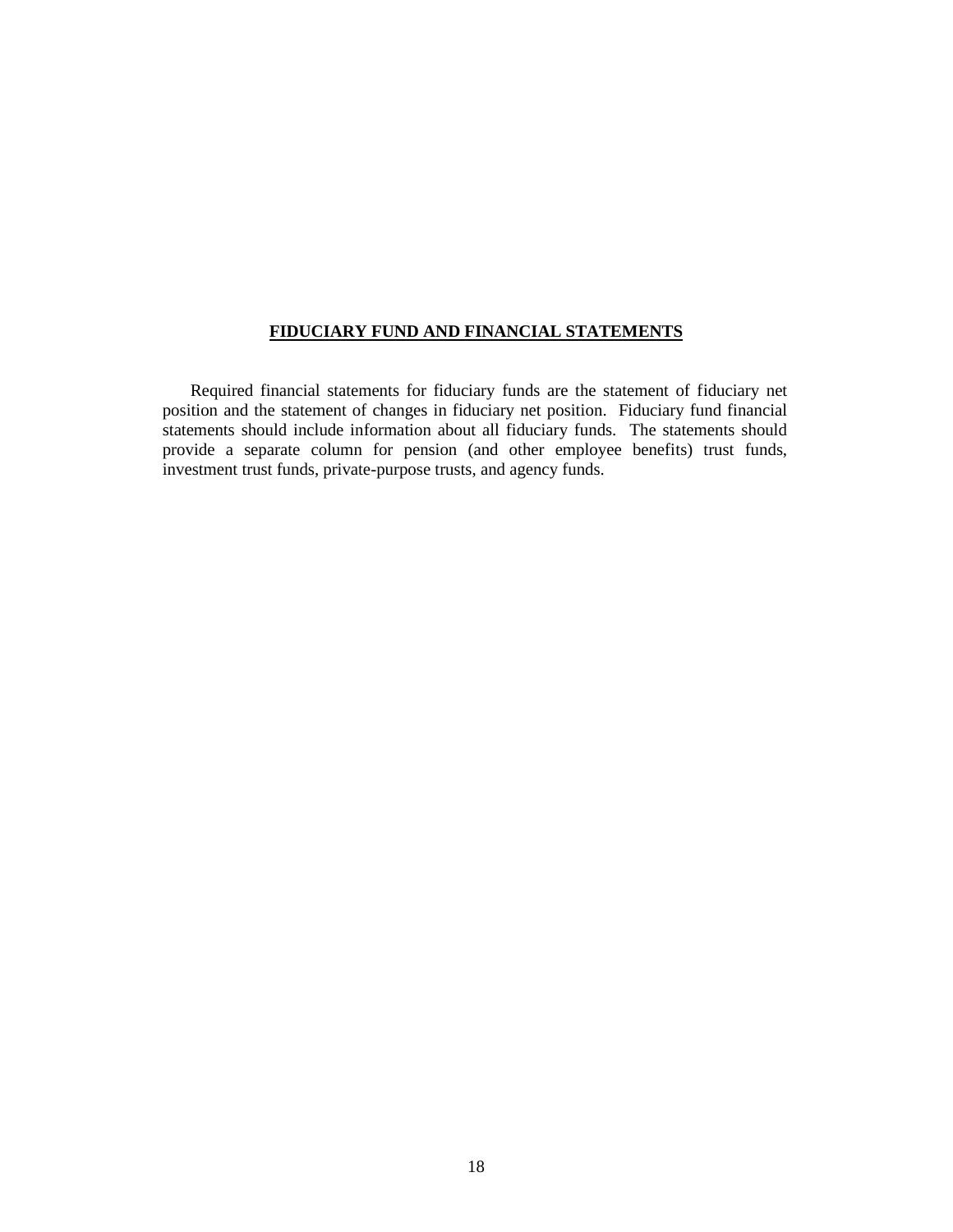## **FIDUCIARY FUND AND FINANCIAL STATEMENTS**

Required financial statements for fiduciary funds are the statement of fiduciary net position and the statement of changes in fiduciary net position. Fiduciary fund financial statements should include information about all fiduciary funds. The statements should provide a separate column for pension (and other employee benefits) trust funds, investment trust funds, private-purpose trusts, and agency funds.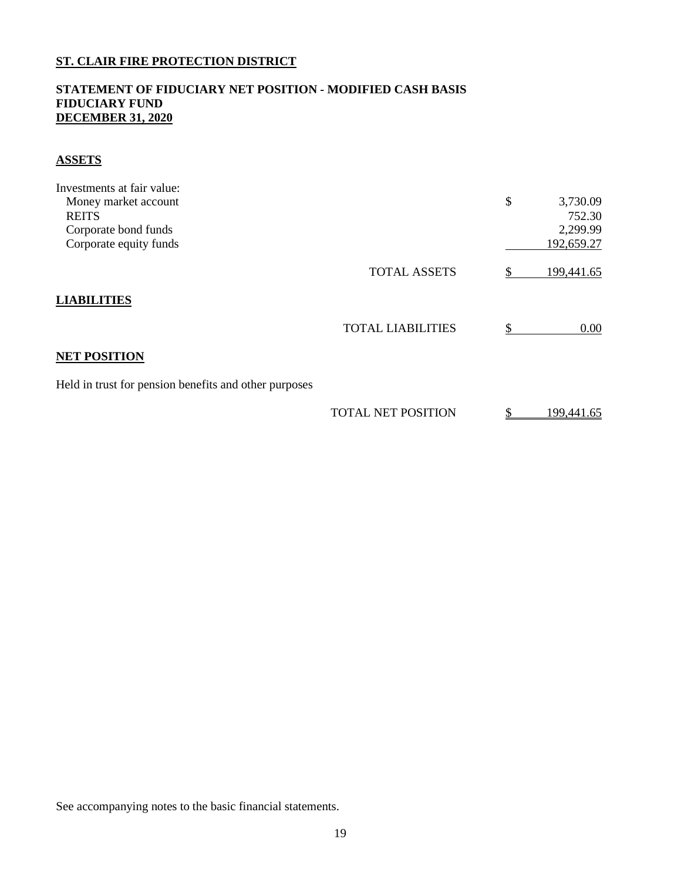**ST. CLAIR FIRE PROTECTION DISTRICT**

**STATEMENT OF FIDUCIARY NET POSITION - MODIFIED CASH BASIS**
**FIDUCIARY FUND**
**DECEMBER 31, 2020**

**ASSETS**

| | | |
|---|---|---|
| Investments at fair value: | | |
| Money market account | | $ 3,730.09 |
| REITS | | 752.30 |
| Corporate bond funds | | 2,299.99 |
| Corporate equity funds | | 192,659.27 |
| | TOTAL ASSETS | $ 199,441.65 |

**LIABILITIES**

| | | |
|---|---|---|
| | TOTAL LIABILITIES | $ 0.00 |

**NET POSITION**

| | | |
|---|---|---|
| Held in trust for pension benefits and other purposes | | |
| | TOTAL NET POSITION | $ 199,441.65 |

See accompanying notes to the basic financial statements.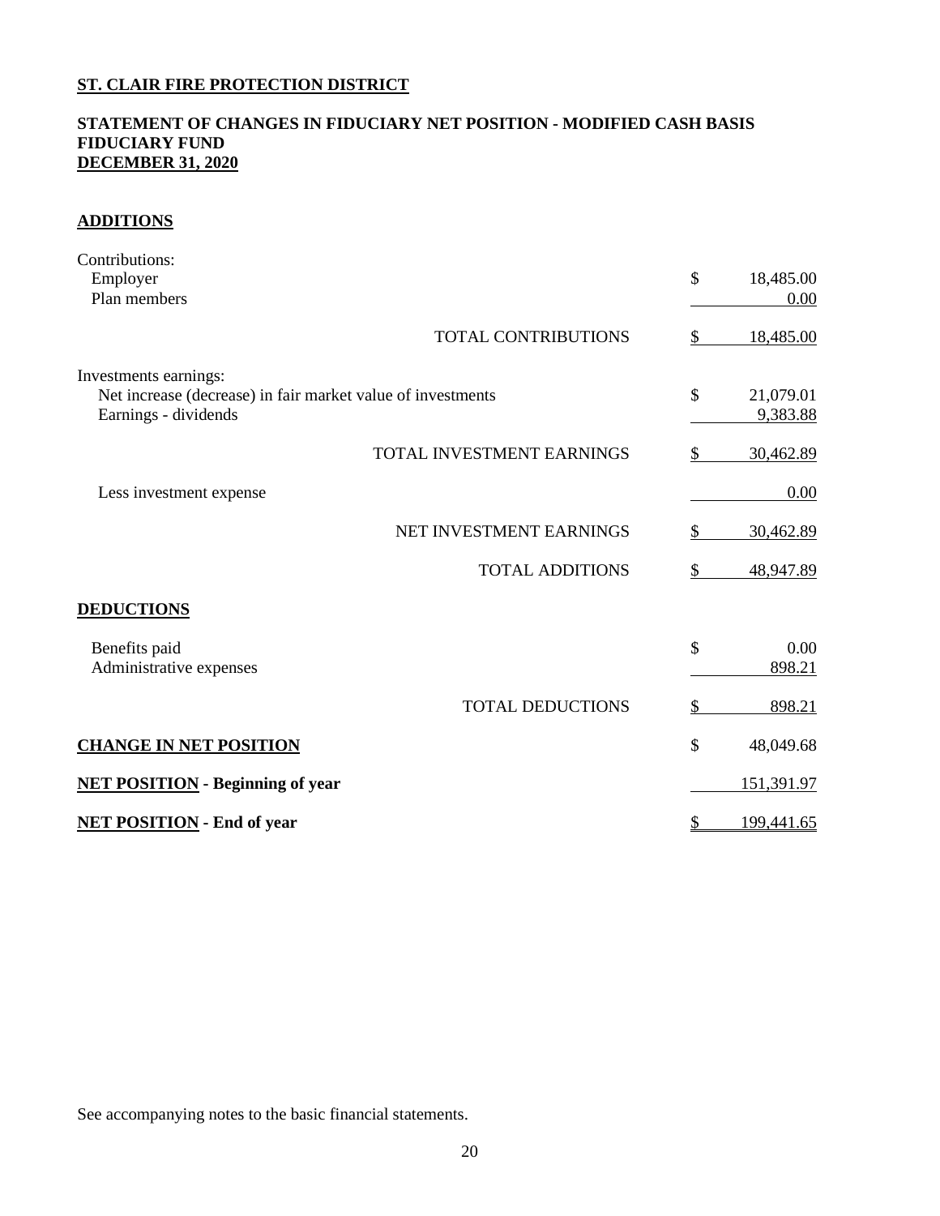**ST. CLAIR FIRE PROTECTION DISTRICT**

**STATEMENT OF CHANGES IN FIDUCIARY NET POSITION - MODIFIED CASH BASIS**
**FIDUCIARY FUND**
**DECEMBER 31, 2020**

**ADDITIONS**

| | |
|---|---|
| Contributions: | |
| Employer | $ 18,485.00 |
| Plan members | 0.00 |
| TOTAL CONTRIBUTIONS | $ 18,485.00 |
| Investments earnings: | |
| Net increase (decrease) in fair market value of investments | $ 21,079.01 |
| Earnings - dividends | 9,383.88 |
| TOTAL INVESTMENT EARNINGS | $ 30,462.89 |
| Less investment expense | 0.00 |
| NET INVESTMENT EARNINGS | $ 30,462.89 |
| TOTAL ADDITIONS | $ 48,947.89 |

**DEDUCTIONS**

| | |
|---|---|
| Benefits paid | $ 0.00 |
| Administrative expenses | 898.21 |
| TOTAL DEDUCTIONS | $ 898.21 |
| **CHANGE IN NET POSITION** | $ 48,049.68 |
| **NET POSITION - Beginning of year** | 151,391.97 |
| **NET POSITION - End of year** | $ 199,441.65 |

See accompanying notes to the basic financial statements.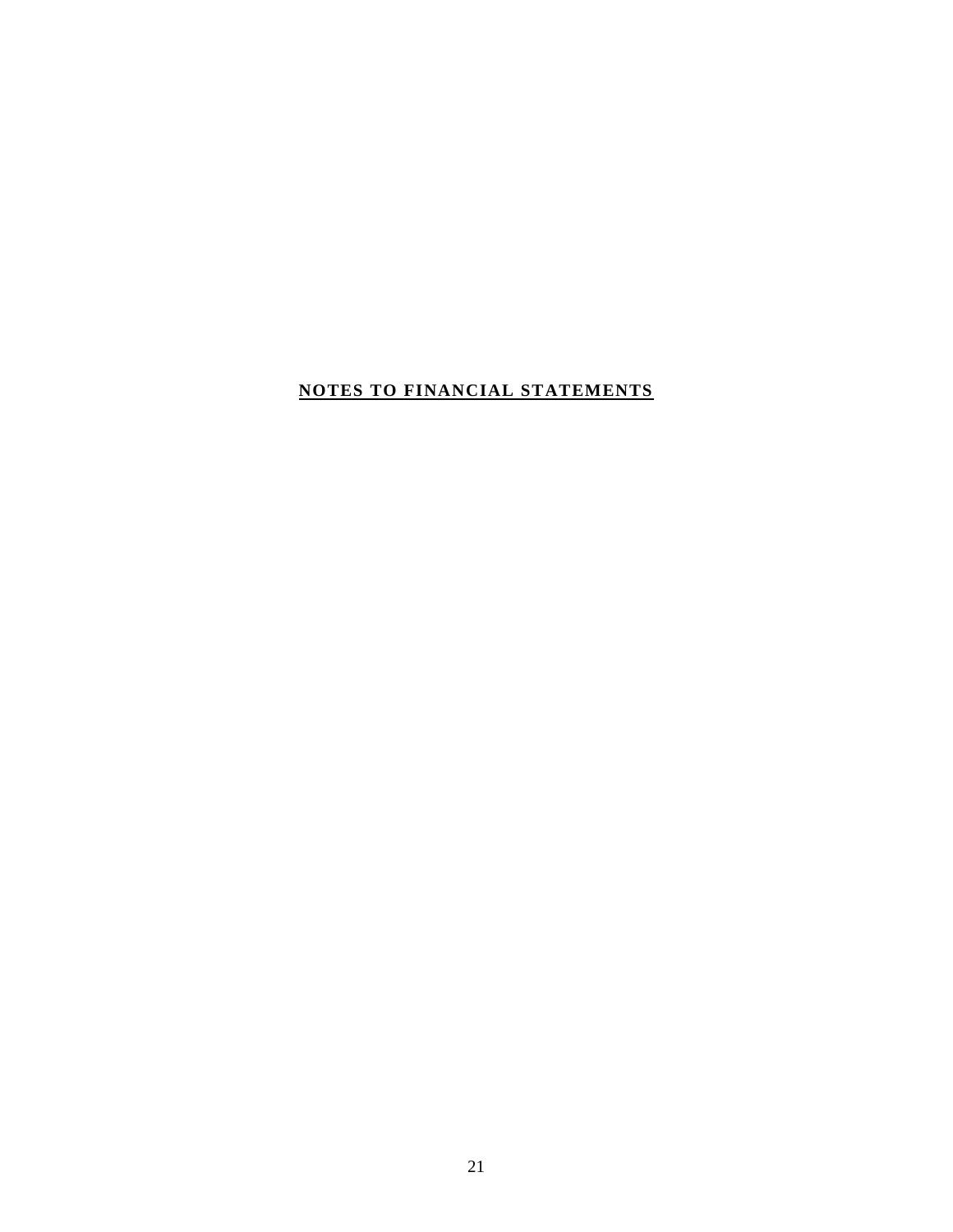# NOTES TO FINANCIAL STATEMENTS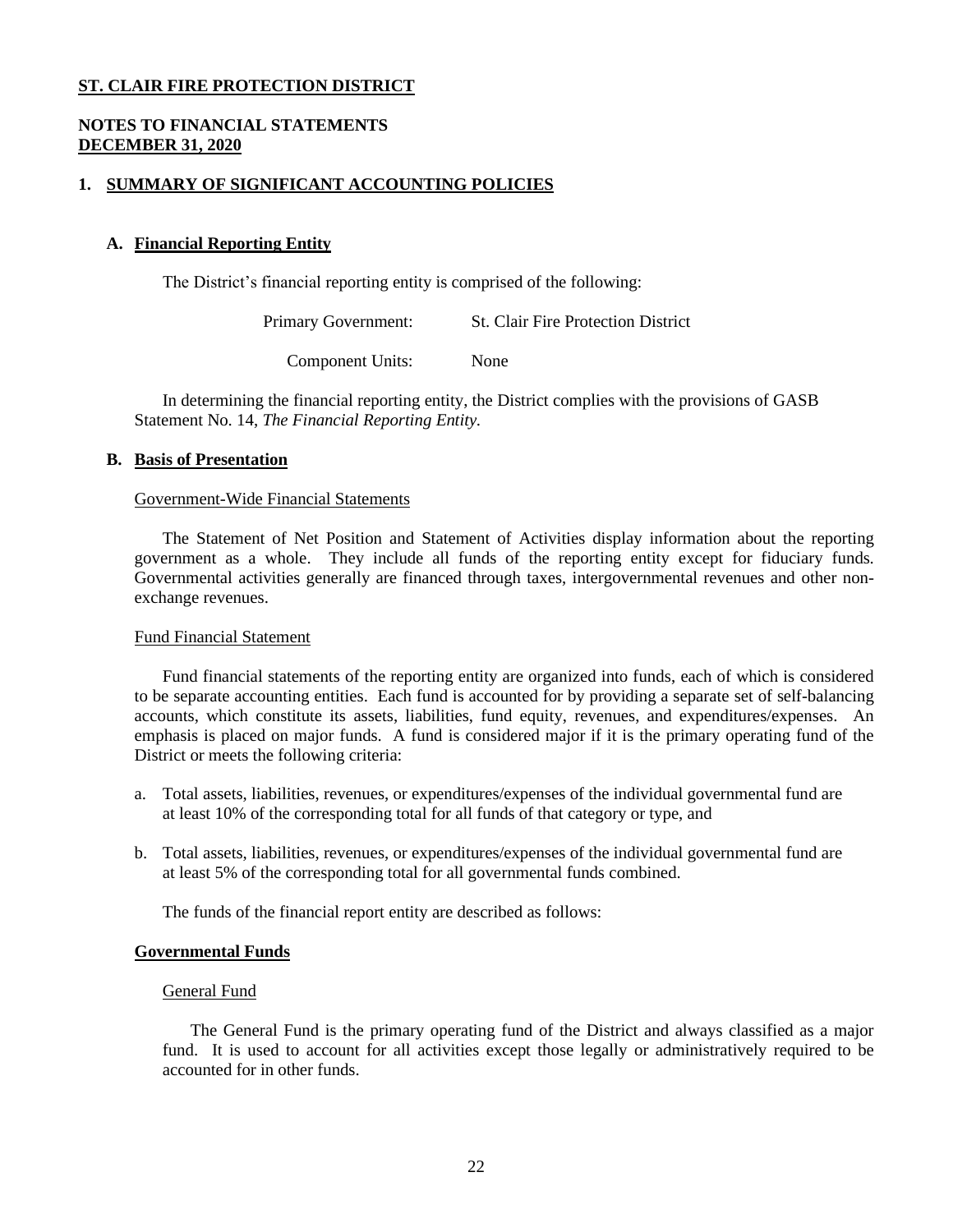**ST. CLAIR FIRE PROTECTION DISTRICT**

**NOTES TO FINANCIAL STATEMENTS**
**DECEMBER 31, 2020**

## 1. SUMMARY OF SIGNIFICANT ACCOUNTING POLICIES

### A. Financial Reporting Entity

The District's financial reporting entity is comprised of the following:

| | |
|---|---|
| Primary Government: | St. Clair Fire Protection District |
| Component Units: | None |

In determining the financial reporting entity, the District complies with the provisions of GASB Statement No. 14, *The Financial Reporting Entity.*

### B. Basis of Presentation

Government-Wide Financial Statements

The Statement of Net Position and Statement of Activities display information about the reporting government as a whole. They include all funds of the reporting entity except for fiduciary funds. Governmental activities generally are financed through taxes, intergovernmental revenues and other non-exchange revenues.

Fund Financial Statement

Fund financial statements of the reporting entity are organized into funds, each of which is considered to be separate accounting entities. Each fund is accounted for by providing a separate set of self-balancing accounts, which constitute its assets, liabilities, fund equity, revenues, and expenditures/expenses. An emphasis is placed on major funds. A fund is considered major if it is the primary operating fund of the District or meets the following criteria:

a. Total assets, liabilities, revenues, or expenditures/expenses of the individual governmental fund are at least 10% of the corresponding total for all funds of that category or type, and

b. Total assets, liabilities, revenues, or expenditures/expenses of the individual governmental fund are at least 5% of the corresponding total for all governmental funds combined.

The funds of the financial report entity are described as follows:

**Governmental Funds**

General Fund

The General Fund is the primary operating fund of the District and always classified as a major fund. It is used to account for all activities except those legally or administratively required to be accounted for in other funds.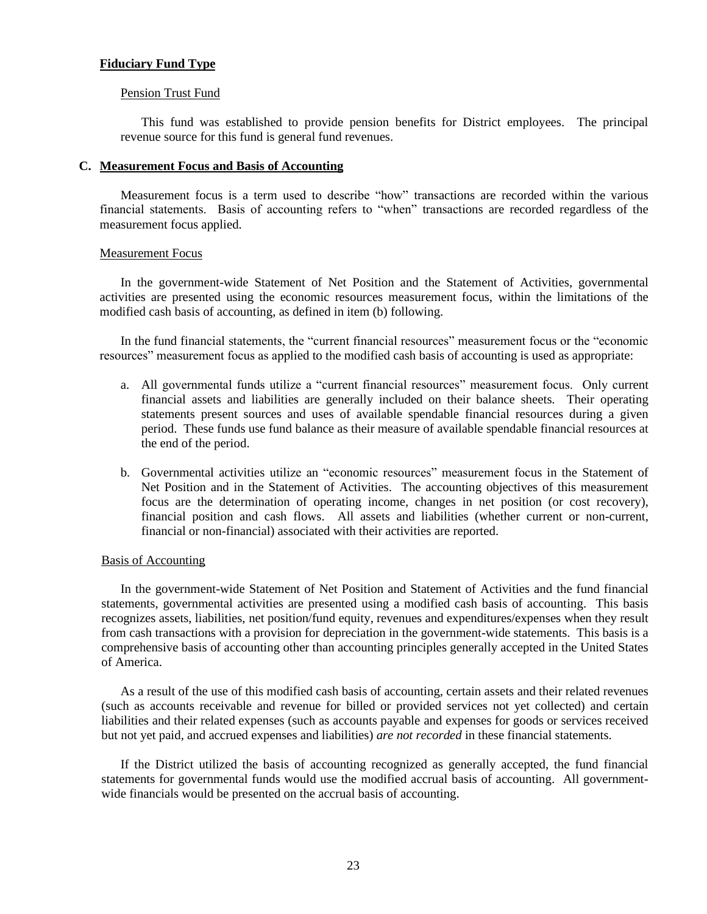**Fiduciary Fund Type**

Pension Trust Fund

This fund was established to provide pension benefits for District employees. The principal revenue source for this fund is general fund revenues.

**C. Measurement Focus and Basis of Accounting**

Measurement focus is a term used to describe "how" transactions are recorded within the various financial statements. Basis of accounting refers to "when" transactions are recorded regardless of the measurement focus applied.

Measurement Focus

In the government-wide Statement of Net Position and the Statement of Activities, governmental activities are presented using the economic resources measurement focus, within the limitations of the modified cash basis of accounting, as defined in item (b) following.

In the fund financial statements, the "current financial resources" measurement focus or the "economic resources" measurement focus as applied to the modified cash basis of accounting is used as appropriate:

a. All governmental funds utilize a "current financial resources" measurement focus. Only current financial assets and liabilities are generally included on their balance sheets. Their operating statements present sources and uses of available spendable financial resources during a given period. These funds use fund balance as their measure of available spendable financial resources at the end of the period.

b. Governmental activities utilize an "economic resources" measurement focus in the Statement of Net Position and in the Statement of Activities. The accounting objectives of this measurement focus are the determination of operating income, changes in net position (or cost recovery), financial position and cash flows. All assets and liabilities (whether current or non-current, financial or non-financial) associated with their activities are reported.

Basis of Accounting

In the government-wide Statement of Net Position and Statement of Activities and the fund financial statements, governmental activities are presented using a modified cash basis of accounting. This basis recognizes assets, liabilities, net position/fund equity, revenues and expenditures/expenses when they result from cash transactions with a provision for depreciation in the government-wide statements. This basis is a comprehensive basis of accounting other than accounting principles generally accepted in the United States of America.

As a result of the use of this modified cash basis of accounting, certain assets and their related revenues (such as accounts receivable and revenue for billed or provided services not yet collected) and certain liabilities and their related expenses (such as accounts payable and expenses for goods or services received but not yet paid, and accrued expenses and liabilities) *are not recorded* in these financial statements.

If the District utilized the basis of accounting recognized as generally accepted, the fund financial statements for governmental funds would use the modified accrual basis of accounting. All government-wide financials would be presented on the accrual basis of accounting.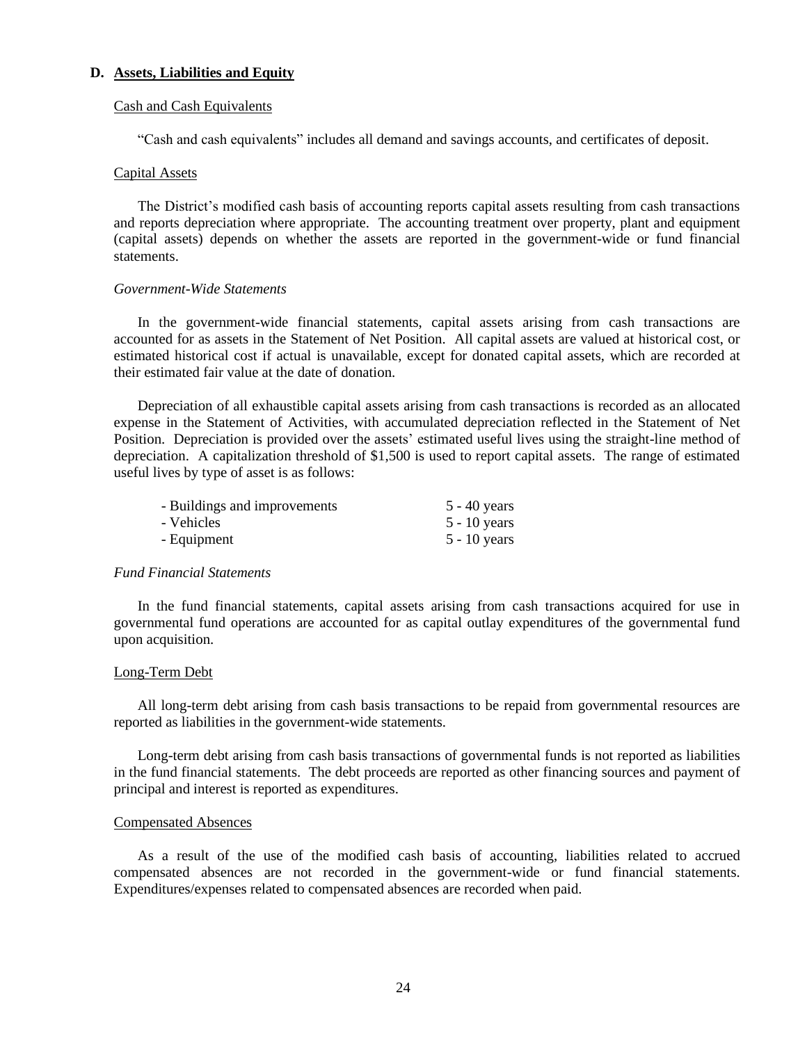## D. Assets, Liabilities and Equity

### Cash and Cash Equivalents

"Cash and cash equivalents" includes all demand and savings accounts, and certificates of deposit.

### Capital Assets

The District's modified cash basis of accounting reports capital assets resulting from cash transactions and reports depreciation where appropriate. The accounting treatment over property, plant and equipment (capital assets) depends on whether the assets are reported in the government-wide or fund financial statements.

*Government-Wide Statements*

In the government-wide financial statements, capital assets arising from cash transactions are accounted for as assets in the Statement of Net Position. All capital assets are valued at historical cost, or estimated historical cost if actual is unavailable, except for donated capital assets, which are recorded at their estimated fair value at the date of donation.

Depreciation of all exhaustible capital assets arising from cash transactions is recorded as an allocated expense in the Statement of Activities, with accumulated depreciation reflected in the Statement of Net Position. Depreciation is provided over the assets' estimated useful lives using the straight-line method of depreciation. A capitalization threshold of $1,500 is used to report capital assets. The range of estimated useful lives by type of asset is as follows:

| | |
|---|---|
| - Buildings and improvements | 5 - 40 years |
| - Vehicles | 5 - 10 years |
| - Equipment | 5 - 10 years |

*Fund Financial Statements*

In the fund financial statements, capital assets arising from cash transactions acquired for use in governmental fund operations are accounted for as capital outlay expenditures of the governmental fund upon acquisition.

### Long-Term Debt

All long-term debt arising from cash basis transactions to be repaid from governmental resources are reported as liabilities in the government-wide statements.

Long-term debt arising from cash basis transactions of governmental funds is not reported as liabilities in the fund financial statements. The debt proceeds are reported as other financing sources and payment of principal and interest is reported as expenditures.

### Compensated Absences

As a result of the use of the modified cash basis of accounting, liabilities related to accrued compensated absences are not recorded in the government-wide or fund financial statements. Expenditures/expenses related to compensated absences are recorded when paid.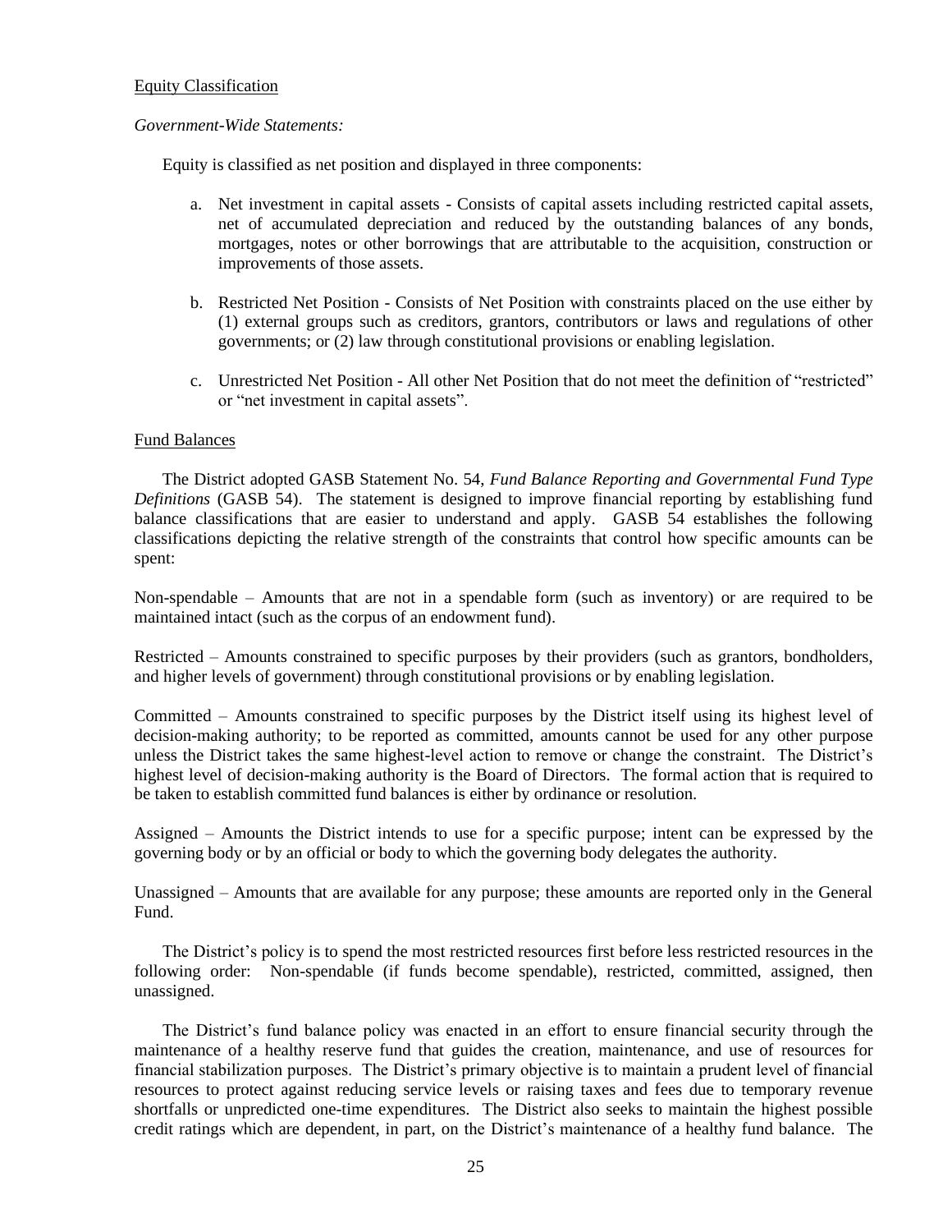Equity Classification

*Government-Wide Statements:*

Equity is classified as net position and displayed in three components:

a. Net investment in capital assets - Consists of capital assets including restricted capital assets, net of accumulated depreciation and reduced by the outstanding balances of any bonds, mortgages, notes or other borrowings that are attributable to the acquisition, construction or improvements of those assets.

b. Restricted Net Position - Consists of Net Position with constraints placed on the use either by (1) external groups such as creditors, grantors, contributors or laws and regulations of other governments; or (2) law through constitutional provisions or enabling legislation.

c. Unrestricted Net Position - All other Net Position that do not meet the definition of "restricted" or "net investment in capital assets".

Fund Balances

The District adopted GASB Statement No. 54, *Fund Balance Reporting and Governmental Fund Type Definitions* (GASB 54). The statement is designed to improve financial reporting by establishing fund balance classifications that are easier to understand and apply. GASB 54 establishes the following classifications depicting the relative strength of the constraints that control how specific amounts can be spent:

Non-spendable – Amounts that are not in a spendable form (such as inventory) or are required to be maintained intact (such as the corpus of an endowment fund).

Restricted – Amounts constrained to specific purposes by their providers (such as grantors, bondholders, and higher levels of government) through constitutional provisions or by enabling legislation.

Committed – Amounts constrained to specific purposes by the District itself using its highest level of decision-making authority; to be reported as committed, amounts cannot be used for any other purpose unless the District takes the same highest-level action to remove or change the constraint. The District's highest level of decision-making authority is the Board of Directors. The formal action that is required to be taken to establish committed fund balances is either by ordinance or resolution.

Assigned – Amounts the District intends to use for a specific purpose; intent can be expressed by the governing body or by an official or body to which the governing body delegates the authority.

Unassigned – Amounts that are available for any purpose; these amounts are reported only in the General Fund.

The District's policy is to spend the most restricted resources first before less restricted resources in the following order: Non-spendable (if funds become spendable), restricted, committed, assigned, then unassigned.

The District's fund balance policy was enacted in an effort to ensure financial security through the maintenance of a healthy reserve fund that guides the creation, maintenance, and use of resources for financial stabilization purposes. The District's primary objective is to maintain a prudent level of financial resources to protect against reducing service levels or raising taxes and fees due to temporary revenue shortfalls or unpredicted one-time expenditures. The District also seeks to maintain the highest possible credit ratings which are dependent, in part, on the District's maintenance of a healthy fund balance. The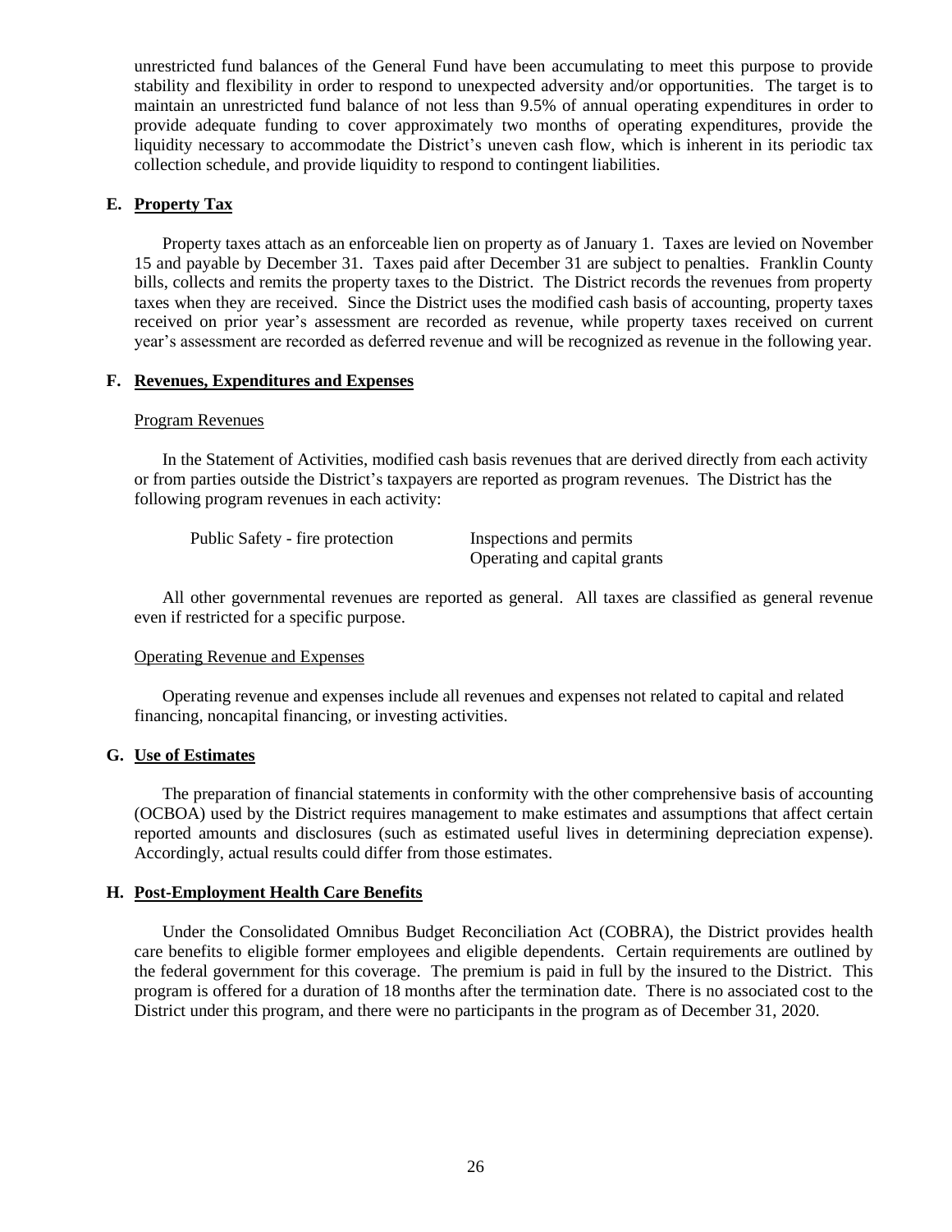unrestricted fund balances of the General Fund have been accumulating to meet this purpose to provide stability and flexibility in order to respond to unexpected adversity and/or opportunities. The target is to maintain an unrestricted fund balance of not less than 9.5% of annual operating expenditures in order to provide adequate funding to cover approximately two months of operating expenditures, provide the liquidity necessary to accommodate the District's uneven cash flow, which is inherent in its periodic tax collection schedule, and provide liquidity to respond to contingent liabilities.

### E. Property Tax

Property taxes attach as an enforceable lien on property as of January 1. Taxes are levied on November 15 and payable by December 31. Taxes paid after December 31 are subject to penalties. Franklin County bills, collects and remits the property taxes to the District. The District records the revenues from property taxes when they are received. Since the District uses the modified cash basis of accounting, property taxes received on prior year's assessment are recorded as revenue, while property taxes received on current year's assessment are recorded as deferred revenue and will be recognized as revenue in the following year.

### F. Revenues, Expenditures and Expenses

Program Revenues

In the Statement of Activities, modified cash basis revenues that are derived directly from each activity or from parties outside the District's taxpayers are reported as program revenues. The District has the following program revenues in each activity:

| | |
|---|---|
| Public Safety - fire protection | Inspections and permits |
| | Operating and capital grants |

All other governmental revenues are reported as general. All taxes are classified as general revenue even if restricted for a specific purpose.

Operating Revenue and Expenses

Operating revenue and expenses include all revenues and expenses not related to capital and related financing, noncapital financing, or investing activities.

### G. Use of Estimates

The preparation of financial statements in conformity with the other comprehensive basis of accounting (OCBOA) used by the District requires management to make estimates and assumptions that affect certain reported amounts and disclosures (such as estimated useful lives in determining depreciation expense). Accordingly, actual results could differ from those estimates.

### H. Post-Employment Health Care Benefits

Under the Consolidated Omnibus Budget Reconciliation Act (COBRA), the District provides health care benefits to eligible former employees and eligible dependents. Certain requirements are outlined by the federal government for this coverage. The premium is paid in full by the insured to the District. This program is offered for a duration of 18 months after the termination date. There is no associated cost to the District under this program, and there were no participants in the program as of December 31, 2020.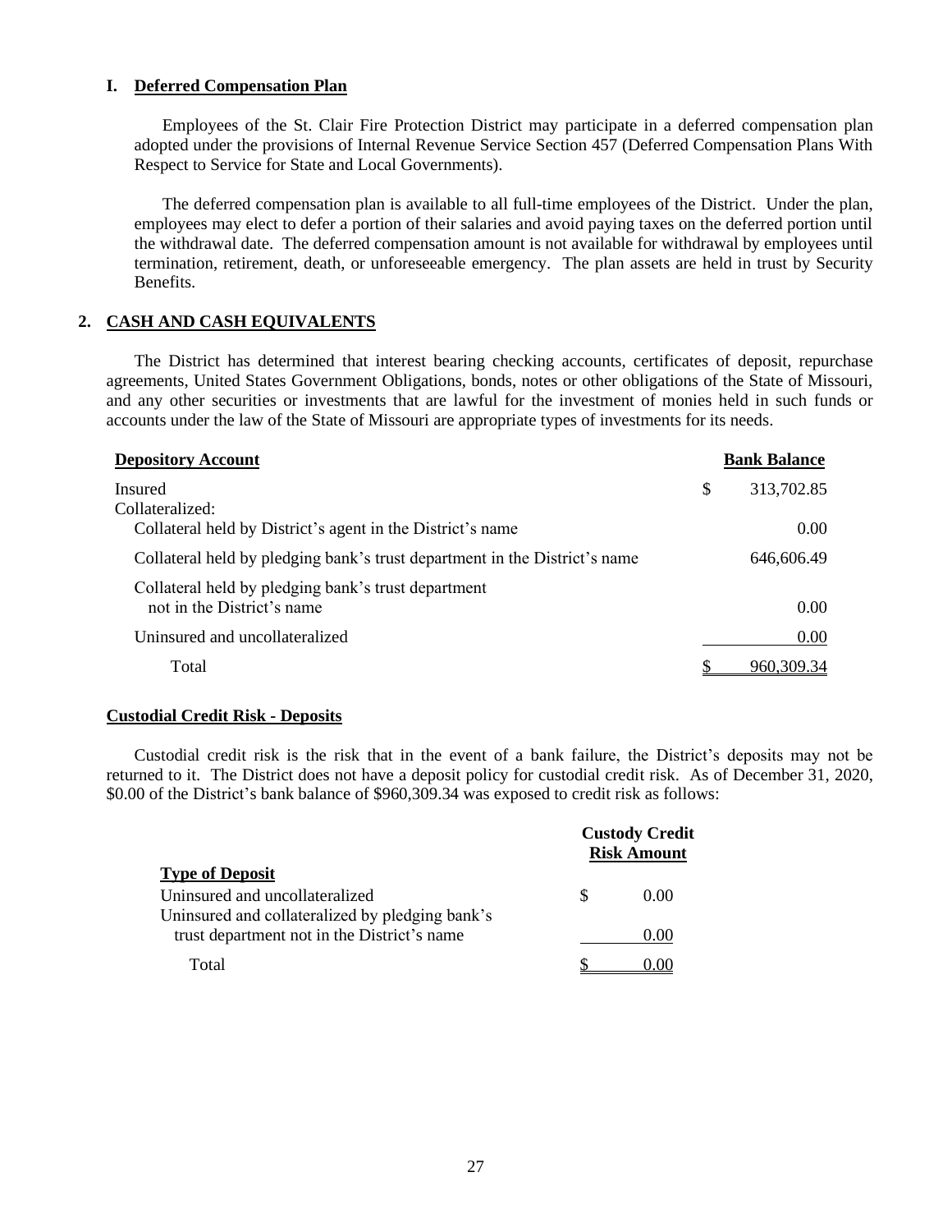### I. Deferred Compensation Plan

Employees of the St. Clair Fire Protection District may participate in a deferred compensation plan adopted under the provisions of Internal Revenue Service Section 457 (Deferred Compensation Plans With Respect to Service for State and Local Governments).

The deferred compensation plan is available to all full-time employees of the District. Under the plan, employees may elect to defer a portion of their salaries and avoid paying taxes on the deferred portion until the withdrawal date. The deferred compensation amount is not available for withdrawal by employees until termination, retirement, death, or unforeseeable emergency. The plan assets are held in trust by Security Benefits.

## 2. CASH AND CASH EQUIVALENTS

The District has determined that interest bearing checking accounts, certificates of deposit, repurchase agreements, United States Government Obligations, bonds, notes or other obligations of the State of Missouri, and any other securities or investments that are lawful for the investment of monies held in such funds or accounts under the law of the State of Missouri are appropriate types of investments for its needs.

| Depository Account | Bank Balance |
|---|---|
| Insured | $ 313,702.85 |
| Collateralized: | |
| Collateral held by District's agent in the District's name | 0.00 |
| Collateral held by pledging bank's trust department in the District's name | 646,606.49 |
| Collateral held by pledging bank's trust department not in the District's name | 0.00 |
| Uninsured and uncollateralized | 0.00 |
| Total | $ 960,309.34 |

**Custodial Credit Risk - Deposits**

Custodial credit risk is the risk that in the event of a bank failure, the District's deposits may not be returned to it. The District does not have a deposit policy for custodial credit risk. As of December 31, 2020, $0.00 of the District's bank balance of $960,309.34 was exposed to credit risk as follows:

| Type of Deposit | Custody Credit Risk Amount |
|---|---|
| Uninsured and uncollateralized | $ 0.00 |
| Uninsured and collateralized by pledging bank's trust department not in the District's name | 0.00 |
| Total | $ 0.00 |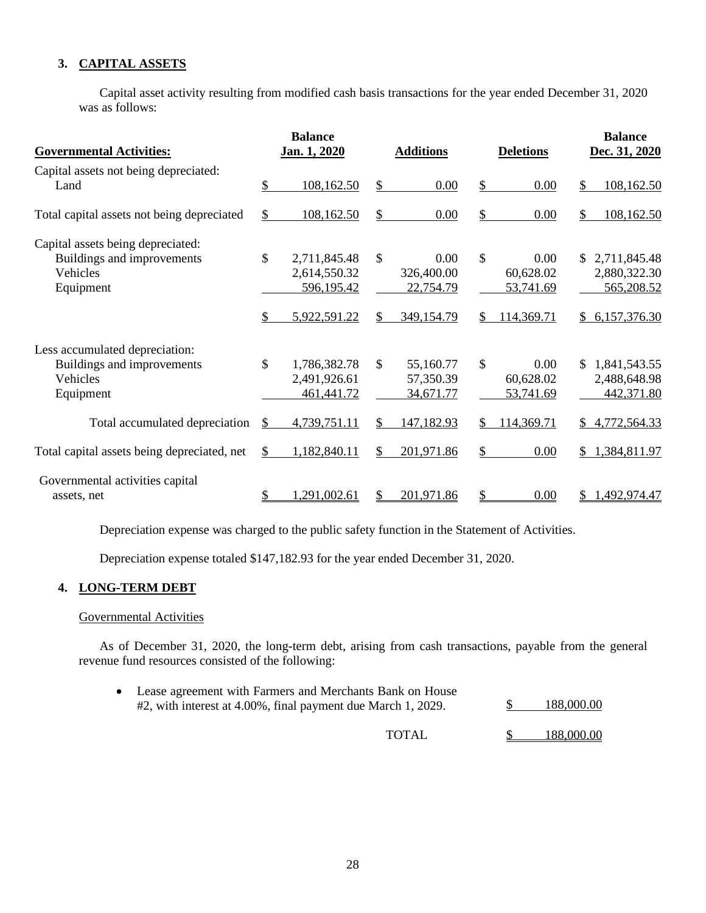## 3. CAPITAL ASSETS

Capital asset activity resulting from modified cash basis transactions for the year ended December 31, 2020 was as follows:

| Governmental Activities: | Balance Jan. 1, 2020 | Additions | Deletions | Balance Dec. 31, 2020 |
|---|---|---|---|---|
| Capital assets not being depreciated: | | | | |
| Land | $ 108,162.50 | $ 0.00 | $ 0.00 | $ 108,162.50 |
| Total capital assets not being depreciated | $ 108,162.50 | $ 0.00 | $ 0.00 | $ 108,162.50 |
| Capital assets being depreciated: | | | | |
| Buildings and improvements | $ 2,711,845.48 | $ 0.00 | $ 0.00 | $ 2,711,845.48 |
| Vehicles | 2,614,550.32 | 326,400.00 | 60,628.02 | 2,880,322.30 |
| Equipment | 596,195.42 | 22,754.79 | 53,741.69 | 565,208.52 |
| | $ 5,922,591.22 | $ 349,154.79 | $ 114,369.71 | $ 6,157,376.30 |
| Less accumulated depreciation: | | | | |
| Buildings and improvements | $ 1,786,382.78 | $ 55,160.77 | $ 0.00 | $ 1,841,543.55 |
| Vehicles | 2,491,926.61 | 57,350.39 | 60,628.02 | 2,488,648.98 |
| Equipment | 461,441.72 | 34,671.77 | 53,741.69 | 442,371.80 |
| Total accumulated depreciation | $ 4,739,751.11 | $ 147,182.93 | $ 114,369.71 | $ 4,772,564.33 |
| Total capital assets being depreciated, net | $ 1,182,840.11 | $ 201,971.86 | $ 0.00 | $ 1,384,811.97 |
| Governmental activities capital assets, net | $ 1,291,002.61 | $ 201,971.86 | $ 0.00 | $ 1,492,974.47 |

Depreciation expense was charged to the public safety function in the Statement of Activities.

Depreciation expense totaled $147,182.93 for the year ended December 31, 2020.

## 4. LONG-TERM DEBT

Governmental Activities

As of December 31, 2020, the long-term debt, arising from cash transactions, payable from the general revenue fund resources consisted of the following:

| | |
|---|---|
| • Lease agreement with Farmers and Merchants Bank on House #2, with interest at 4.00%, final payment due March 1, 2029. | $ 188,000.00 |
| TOTAL | $ 188,000.00 |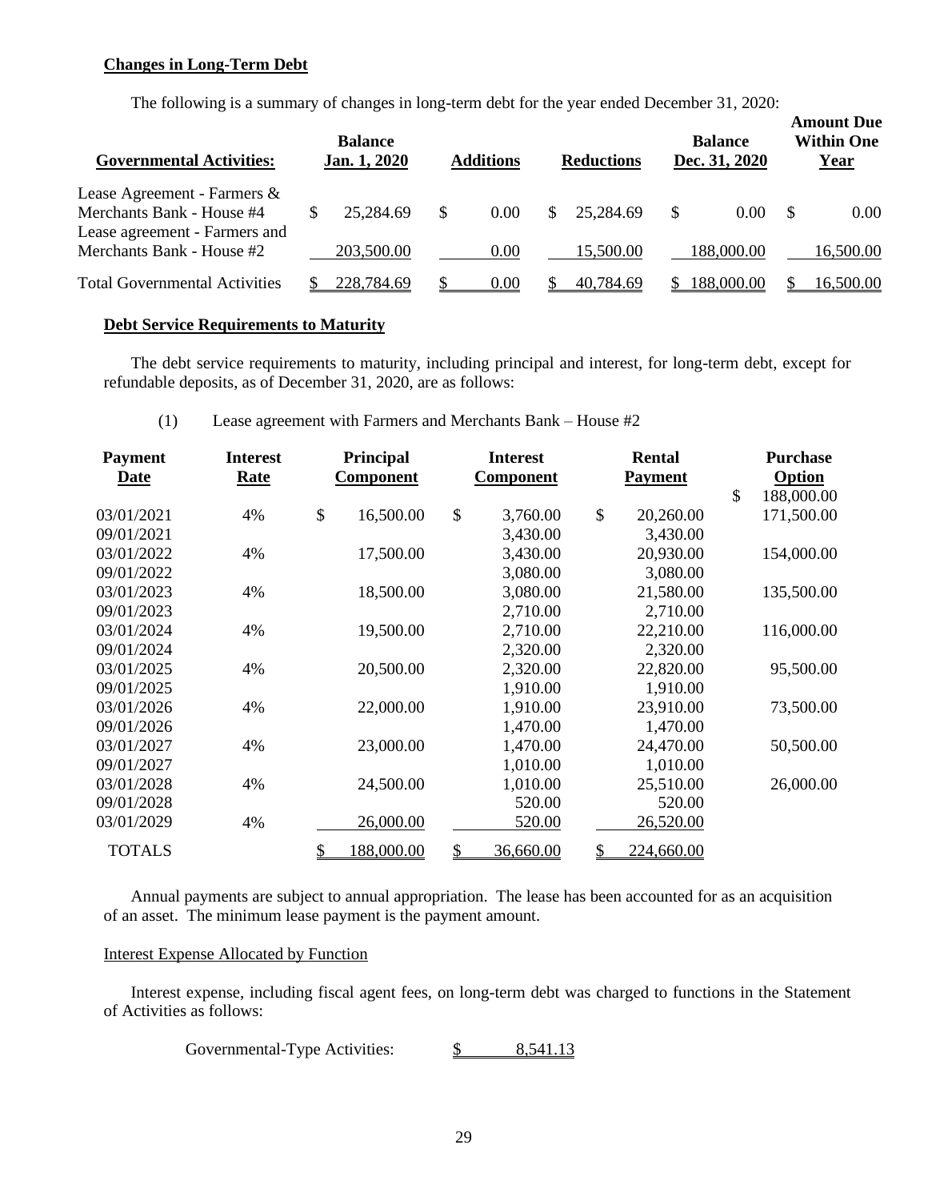## Changes in Long-Term Debt

The following is a summary of changes in long-term debt for the year ended December 31, 2020:

| Governmental Activities: | Balance Jan. 1, 2020 | Additions | Reductions | Balance Dec. 31, 2020 | Amount Due Within One Year |
|---|---|---|---|---|---|
| Lease Agreement - Farmers & Merchants Bank - House #4 | $ 25,284.69 | $ 0.00 | $ 25,284.69 | $ 0.00 | $ 0.00 |
| Lease agreement - Farmers and Merchants Bank - House #2 | 203,500.00 | 0.00 | 15,500.00 | 188,000.00 | 16,500.00 |
| Total Governmental Activities | $ 228,784.69 | $ 0.00 | $ 40,784.69 | $ 188,000.00 | $ 16,500.00 |

## Debt Service Requirements to Maturity

The debt service requirements to maturity, including principal and interest, for long-term debt, except for refundable deposits, as of December 31, 2020, are as follows:

(1) Lease agreement with Farmers and Merchants Bank – House #2

| Payment Date | Interest Rate | Principal Component | Interest Component | Rental Payment | Purchase Option |
|---|---|---|---|---|---|
| | | | | | $ 188,000.00 |
| 03/01/2021 | 4% | $ 16,500.00 | $ 3,760.00 | $ 20,260.00 | 171,500.00 |
| 09/01/2021 | | | 3,430.00 | 3,430.00 | |
| 03/01/2022 | 4% | 17,500.00 | 3,430.00 | 20,930.00 | 154,000.00 |
| 09/01/2022 | | | 3,080.00 | 3,080.00 | |
| 03/01/2023 | 4% | 18,500.00 | 3,080.00 | 21,580.00 | 135,500.00 |
| 09/01/2023 | | | 2,710.00 | 2,710.00 | |
| 03/01/2024 | 4% | 19,500.00 | 2,710.00 | 22,210.00 | 116,000.00 |
| 09/01/2024 | | | 2,320.00 | 2,320.00 | |
| 03/01/2025 | 4% | 20,500.00 | 2,320.00 | 22,820.00 | 95,500.00 |
| 09/01/2025 | | | 1,910.00 | 1,910.00 | |
| 03/01/2026 | 4% | 22,000.00 | 1,910.00 | 23,910.00 | 73,500.00 |
| 09/01/2026 | | | 1,470.00 | 1,470.00 | |
| 03/01/2027 | 4% | 23,000.00 | 1,470.00 | 24,470.00 | 50,500.00 |
| 09/01/2027 | | | 1,010.00 | 1,010.00 | |
| 03/01/2028 | 4% | 24,500.00 | 1,010.00 | 25,510.00 | 26,000.00 |
| 09/01/2028 | | | 520.00 | 520.00 | |
| 03/01/2029 | 4% | 26,000.00 | 520.00 | 26,520.00 | |
| TOTALS | | $ 188,000.00 | $ 36,660.00 | $ 224,660.00 | |

Annual payments are subject to annual appropriation. The lease has been accounted for as an acquisition of an asset. The minimum lease payment is the payment amount.

Interest Expense Allocated by Function

Interest expense, including fiscal agent fees, on long-term debt was charged to functions in the Statement of Activities as follows:

| | |
|---|---|
| Governmental-Type Activities: | $ 8,541.13 |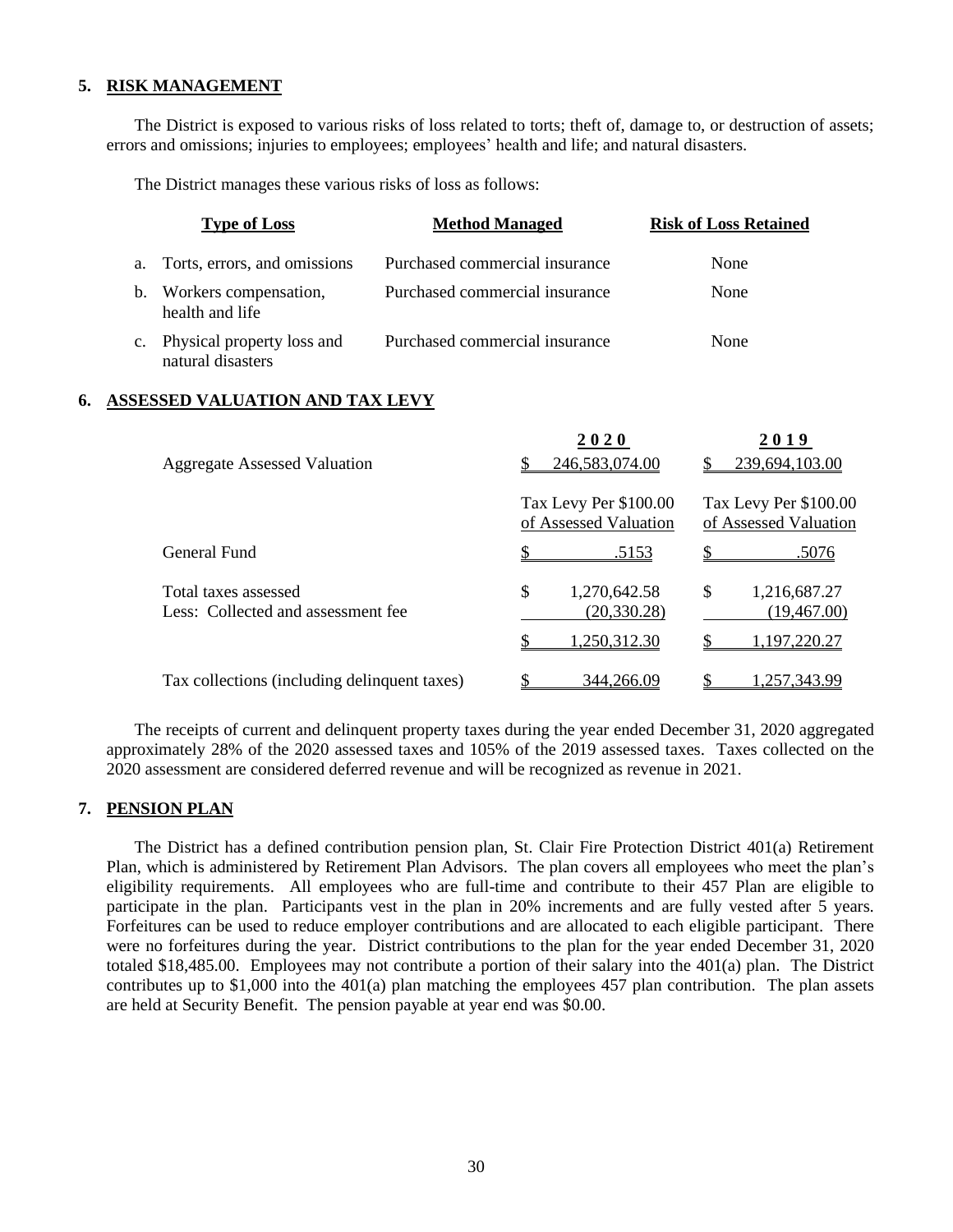## 5. RISK MANAGEMENT

The District is exposed to various risks of loss related to torts; theft of, damage to, or destruction of assets; errors and omissions; injuries to employees; employees' health and life; and natural disasters.

The District manages these various risks of loss as follows:

| | Type of Loss | Method Managed | Risk of Loss Retained |
|---|---|---|---|
| a. | Torts, errors, and omissions | Purchased commercial insurance | None |
| b. | Workers compensation, health and life | Purchased commercial insurance | None |
| c. | Physical property loss and natural disasters | Purchased commercial insurance | None |

## 6. ASSESSED VALUATION AND TAX LEVY

| | 2020 | 2019 |
|---|---|---|
| Aggregate Assessed Valuation | $ 246,583,074.00 | $ 239,694,103.00 |
| | Tax Levy Per $100.00 of Assessed Valuation | Tax Levy Per $100.00 of Assessed Valuation |
| General Fund | $ .5153 | $ .5076 |
| Total taxes assessed | $ 1,270,642.58 | $ 1,216,687.27 |
| Less: Collected and assessment fee | (20,330.28) | (19,467.00) |
| | $ 1,250,312.30 | $ 1,197,220.27 |
| Tax collections (including delinquent taxes) | $ 344,266.09 | $ 1,257,343.99 |

The receipts of current and delinquent property taxes during the year ended December 31, 2020 aggregated approximately 28% of the 2020 assessed taxes and 105% of the 2019 assessed taxes. Taxes collected on the 2020 assessment are considered deferred revenue and will be recognized as revenue in 2021.

## 7. PENSION PLAN

The District has a defined contribution pension plan, St. Clair Fire Protection District 401(a) Retirement Plan, which is administered by Retirement Plan Advisors. The plan covers all employees who meet the plan's eligibility requirements. All employees who are full-time and contribute to their 457 Plan are eligible to participate in the plan. Participants vest in the plan in 20% increments and are fully vested after 5 years. Forfeitures can be used to reduce employer contributions and are allocated to each eligible participant. There were no forfeitures during the year. District contributions to the plan for the year ended December 31, 2020 totaled $18,485.00. Employees may not contribute a portion of their salary into the 401(a) plan. The District contributes up to $1,000 into the 401(a) plan matching the employees 457 plan contribution. The plan assets are held at Security Benefit. The pension payable at year end was $0.00.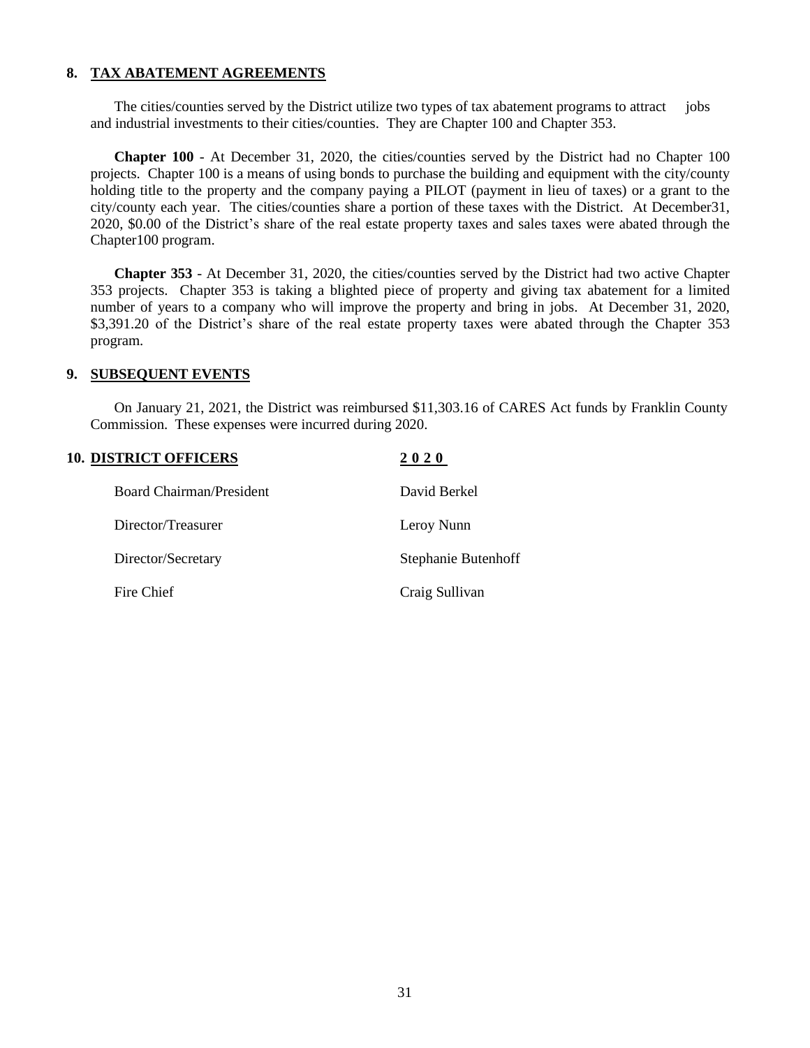## 8. TAX ABATEMENT AGREEMENTS

The cities/counties served by the District utilize two types of tax abatement programs to attract jobs and industrial investments to their cities/counties. They are Chapter 100 and Chapter 353.

**Chapter 100** - At December 31, 2020, the cities/counties served by the District had no Chapter 100 projects. Chapter 100 is a means of using bonds to purchase the building and equipment with the city/county holding title to the property and the company paying a PILOT (payment in lieu of taxes) or a grant to the city/county each year. The cities/counties share a portion of these taxes with the District. At December31, 2020, $0.00 of the District's share of the real estate property taxes and sales taxes were abated through the Chapter100 program.

**Chapter 353** - At December 31, 2020, the cities/counties served by the District had two active Chapter 353 projects. Chapter 353 is taking a blighted piece of property and giving tax abatement for a limited number of years to a company who will improve the property and bring in jobs. At December 31, 2020, $3,391.20 of the District's share of the real estate property taxes were abated through the Chapter 353 program.

## 9. SUBSEQUENT EVENTS

On January 21, 2021, the District was reimbursed $11,303.16 of CARES Act funds by Franklin County Commission. These expenses were incurred during 2020.

## 10. DISTRICT OFFICERS

| | 2020 |
|---|---|
| Board Chairman/President | David Berkel |
| Director/Treasurer | Leroy Nunn |
| Director/Secretary | Stephanie Butenhoff |
| Fire Chief | Craig Sullivan |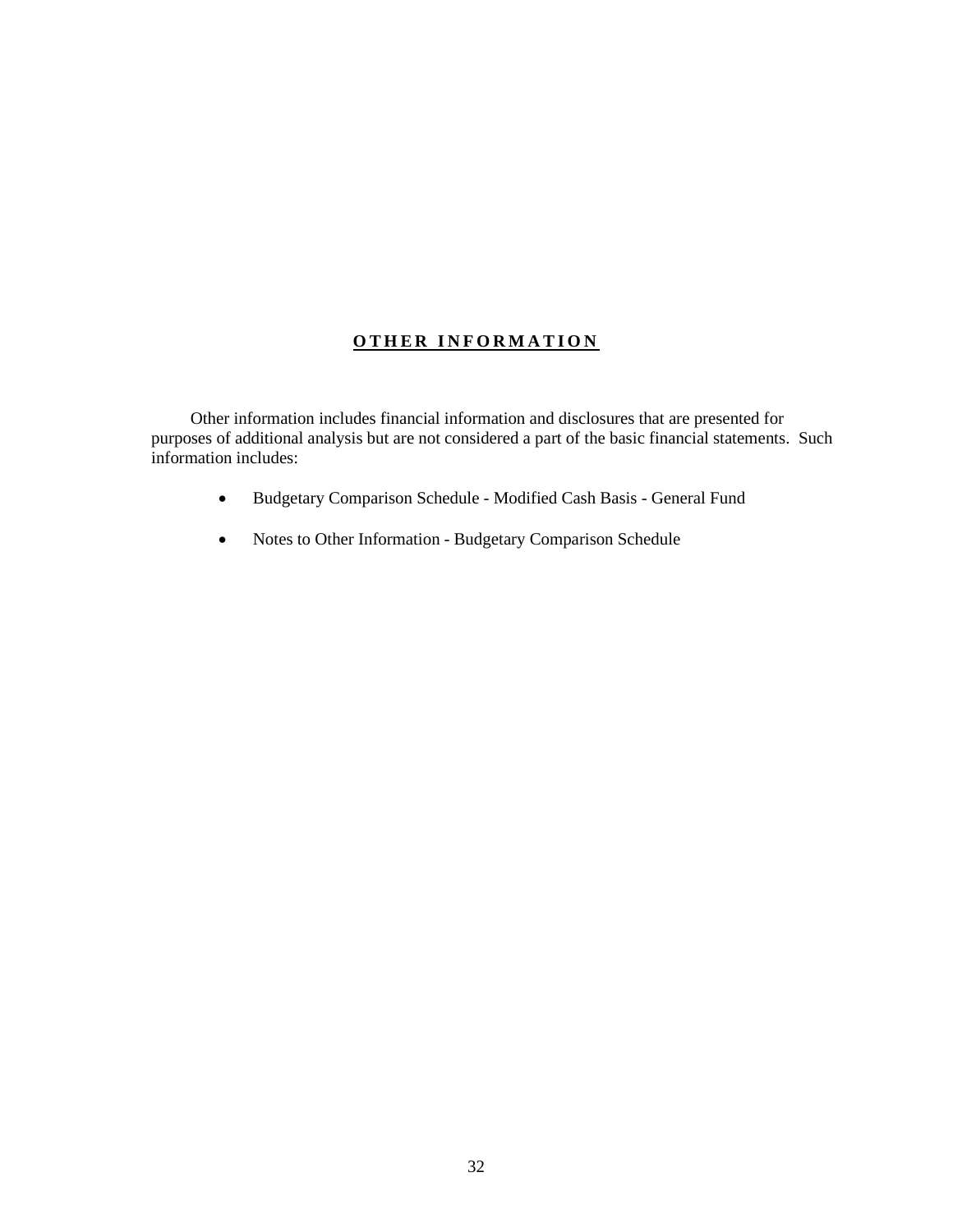# OTHER INFORMATION

Other information includes financial information and disclosures that are presented for purposes of additional analysis but are not considered a part of the basic financial statements. Such information includes:

- Budgetary Comparison Schedule - Modified Cash Basis - General Fund
- Notes to Other Information - Budgetary Comparison Schedule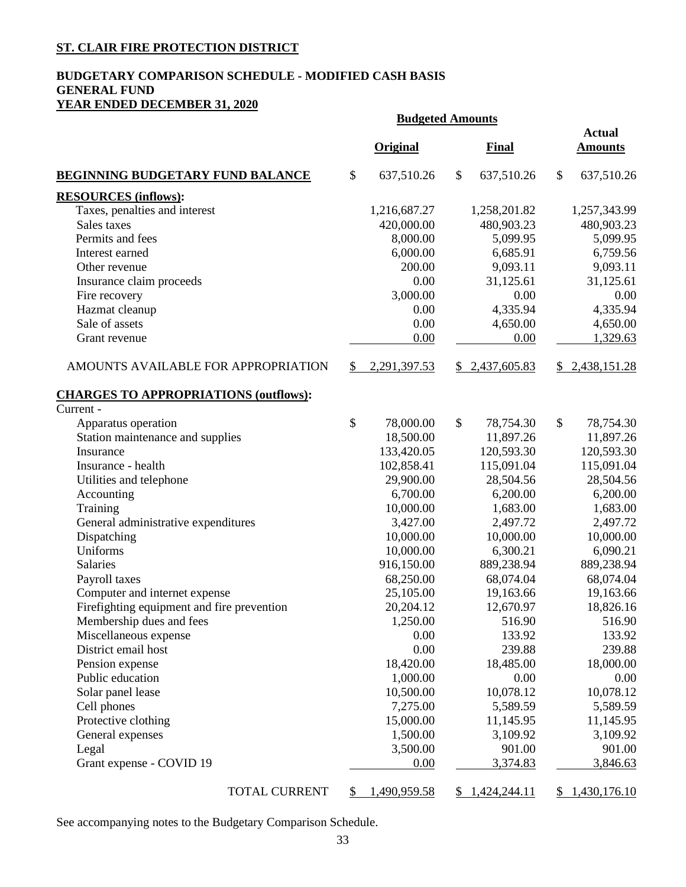**ST. CLAIR FIRE PROTECTION DISTRICT**

**BUDGETARY COMPARISON SCHEDULE - MODIFIED CASH BASIS**
**GENERAL FUND**
**YEAR ENDED DECEMBER 31, 2020**

| | Budgeted Amounts | | |
|---|---|---|---|
| | **Original** | **Final** | **Actual Amounts** |
| **BEGINNING BUDGETARY FUND BALANCE** | $ 637,510.26 | $ 637,510.26 | $ 637,510.26 |
| **RESOURCES (inflows):** | | | |
| Taxes, penalties and interest | 1,216,687.27 | 1,258,201.82 | 1,257,343.99 |
| Sales taxes | 420,000.00 | 480,903.23 | 480,903.23 |
| Permits and fees | 8,000.00 | 5,099.95 | 5,099.95 |
| Interest earned | 6,000.00 | 6,685.91 | 6,759.56 |
| Other revenue | 200.00 | 9,093.11 | 9,093.11 |
| Insurance claim proceeds | 0.00 | 31,125.61 | 31,125.61 |
| Fire recovery | 3,000.00 | 0.00 | 0.00 |
| Hazmat cleanup | 0.00 | 4,335.94 | 4,335.94 |
| Sale of assets | 0.00 | 4,650.00 | 4,650.00 |
| Grant revenue | 0.00 | 0.00 | 1,329.63 |
| AMOUNTS AVAILABLE FOR APPROPRIATION | $ 2,291,397.53 | $ 2,437,605.83 | $ 2,438,151.28 |
| **CHARGES TO APPROPRIATIONS (outflows):** | | | |
| Current - | | | |
| Apparatus operation | $ 78,000.00 | $ 78,754.30 | $ 78,754.30 |
| Station maintenance and supplies | 18,500.00 | 11,897.26 | 11,897.26 |
| Insurance | 133,420.05 | 120,593.30 | 120,593.30 |
| Insurance - health | 102,858.41 | 115,091.04 | 115,091.04 |
| Utilities and telephone | 29,900.00 | 28,504.56 | 28,504.56 |
| Accounting | 6,700.00 | 6,200.00 | 6,200.00 |
| Training | 10,000.00 | 1,683.00 | 1,683.00 |
| General administrative expenditures | 3,427.00 | 2,497.72 | 2,497.72 |
| Dispatching | 10,000.00 | 10,000.00 | 10,000.00 |
| Uniforms | 10,000.00 | 6,300.21 | 6,090.21 |
| Salaries | 916,150.00 | 889,238.94 | 889,238.94 |
| Payroll taxes | 68,250.00 | 68,074.04 | 68,074.04 |
| Computer and internet expense | 25,105.00 | 19,163.66 | 19,163.66 |
| Firefighting equipment and fire prevention | 20,204.12 | 12,670.97 | 18,826.16 |
| Membership dues and fees | 1,250.00 | 516.90 | 516.90 |
| Miscellaneous expense | 0.00 | 133.92 | 133.92 |
| District email host | 0.00 | 239.88 | 239.88 |
| Pension expense | 18,420.00 | 18,485.00 | 18,000.00 |
| Public education | 1,000.00 | 0.00 | 0.00 |
| Solar panel lease | 10,500.00 | 10,078.12 | 10,078.12 |
| Cell phones | 7,275.00 | 5,589.59 | 5,589.59 |
| Protective clothing | 15,000.00 | 11,145.95 | 11,145.95 |
| General expenses | 1,500.00 | 3,109.92 | 3,109.92 |
| Legal | 3,500.00 | 901.00 | 901.00 |
| Grant expense - COVID 19 | 0.00 | 3,374.83 | 3,846.63 |
| TOTAL CURRENT | $ 1,490,959.58 | $ 1,424,244.11 | $ 1,430,176.10 |

See accompanying notes to the Budgetary Comparison Schedule.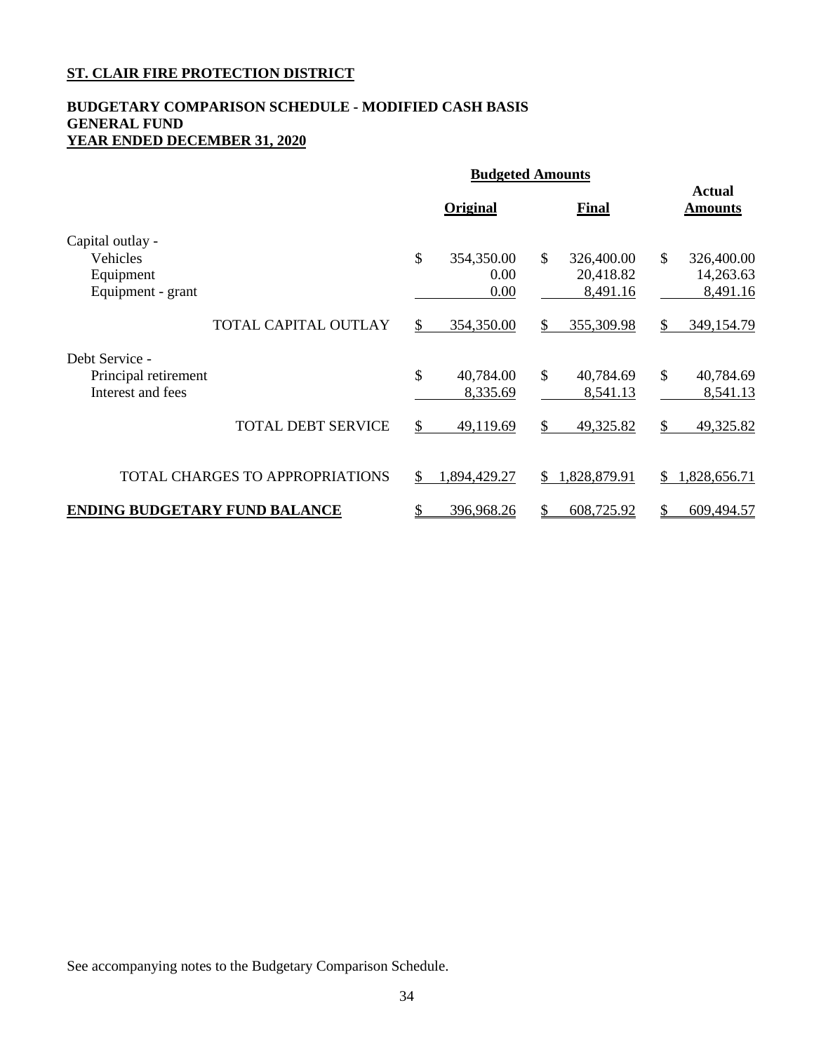**ST. CLAIR FIRE PROTECTION DISTRICT**

**BUDGETARY COMPARISON SCHEDULE - MODIFIED CASH BASIS**
**GENERAL FUND**
**YEAR ENDED DECEMBER 31, 2020**

| | Budgeted Amounts | | Actual Amounts |
|---|---|---|---|
| | Original | Final | |
| Capital outlay - | | | |
| Vehicles | $ 354,350.00 | $ 326,400.00 | $ 326,400.00 |
| Equipment | 0.00 | 20,418.82 | 14,263.63 |
| Equipment - grant | 0.00 | 8,491.16 | 8,491.16 |
| TOTAL CAPITAL OUTLAY | $ 354,350.00 | $ 355,309.98 | $ 349,154.79 |
| Debt Service - | | | |
| Principal retirement | $ 40,784.00 | $ 40,784.69 | $ 40,784.69 |
| Interest and fees | 8,335.69 | 8,541.13 | 8,541.13 |
| TOTAL DEBT SERVICE | $ 49,119.69 | $ 49,325.82 | $ 49,325.82 |
| TOTAL CHARGES TO APPROPRIATIONS | $ 1,894,429.27 | $ 1,828,879.91 | $ 1,828,656.71 |
| **ENDING BUDGETARY FUND BALANCE** | $ 396,968.26 | $ 608,725.92 | $ 609,494.57 |

See accompanying notes to the Budgetary Comparison Schedule.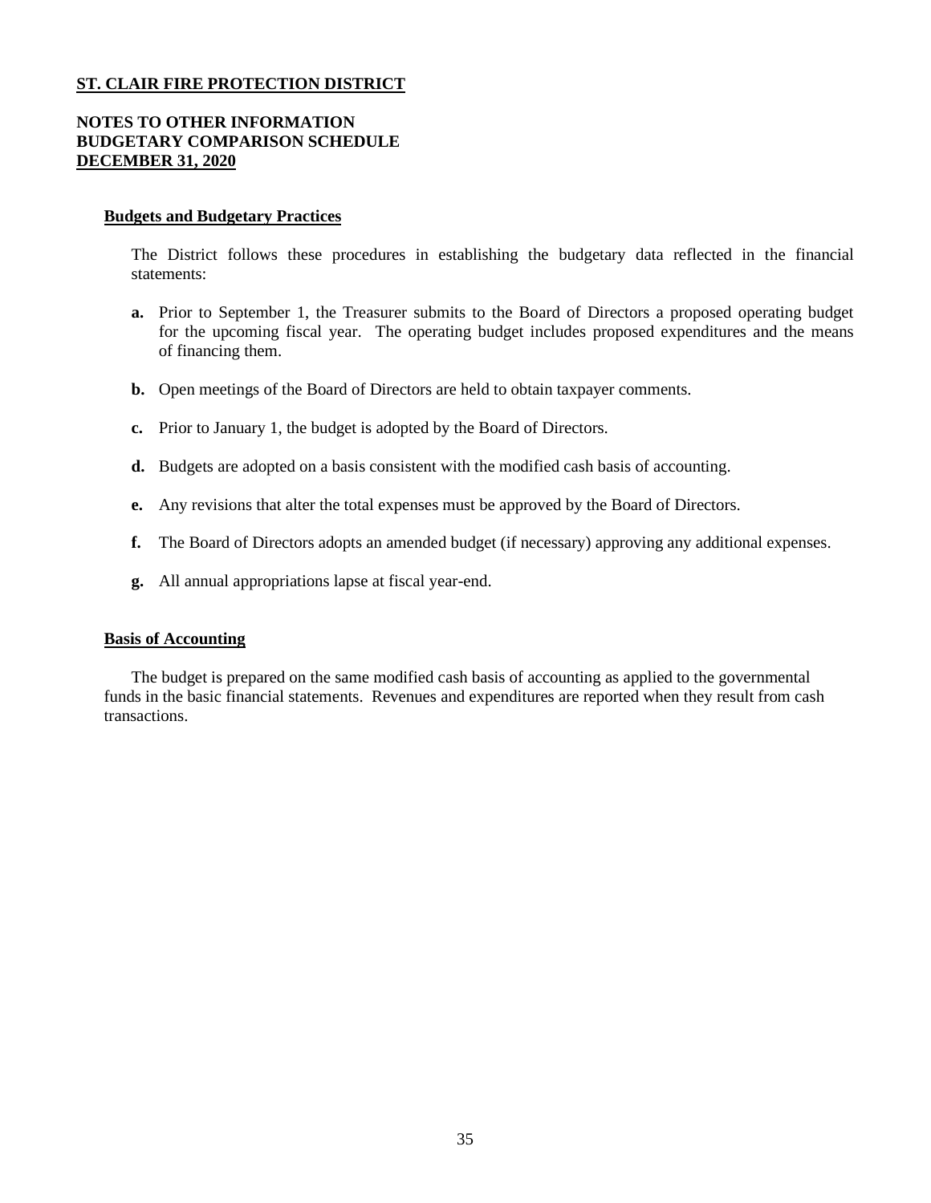**ST. CLAIR FIRE PROTECTION DISTRICT**

**NOTES TO OTHER INFORMATION**
**BUDGETARY COMPARISON SCHEDULE**
**DECEMBER 31, 2020**

## Budgets and Budgetary Practices

The District follows these procedures in establishing the budgetary data reflected in the financial statements:

**a.** Prior to September 1, the Treasurer submits to the Board of Directors a proposed operating budget for the upcoming fiscal year. The operating budget includes proposed expenditures and the means of financing them.

**b.** Open meetings of the Board of Directors are held to obtain taxpayer comments.

**c.** Prior to January 1, the budget is adopted by the Board of Directors.

**d.** Budgets are adopted on a basis consistent with the modified cash basis of accounting.

**e.** Any revisions that alter the total expenses must be approved by the Board of Directors.

**f.** The Board of Directors adopts an amended budget (if necessary) approving any additional expenses.

**g.** All annual appropriations lapse at fiscal year-end.

## Basis of Accounting

The budget is prepared on the same modified cash basis of accounting as applied to the governmental funds in the basic financial statements. Revenues and expenditures are reported when they result from cash transactions.